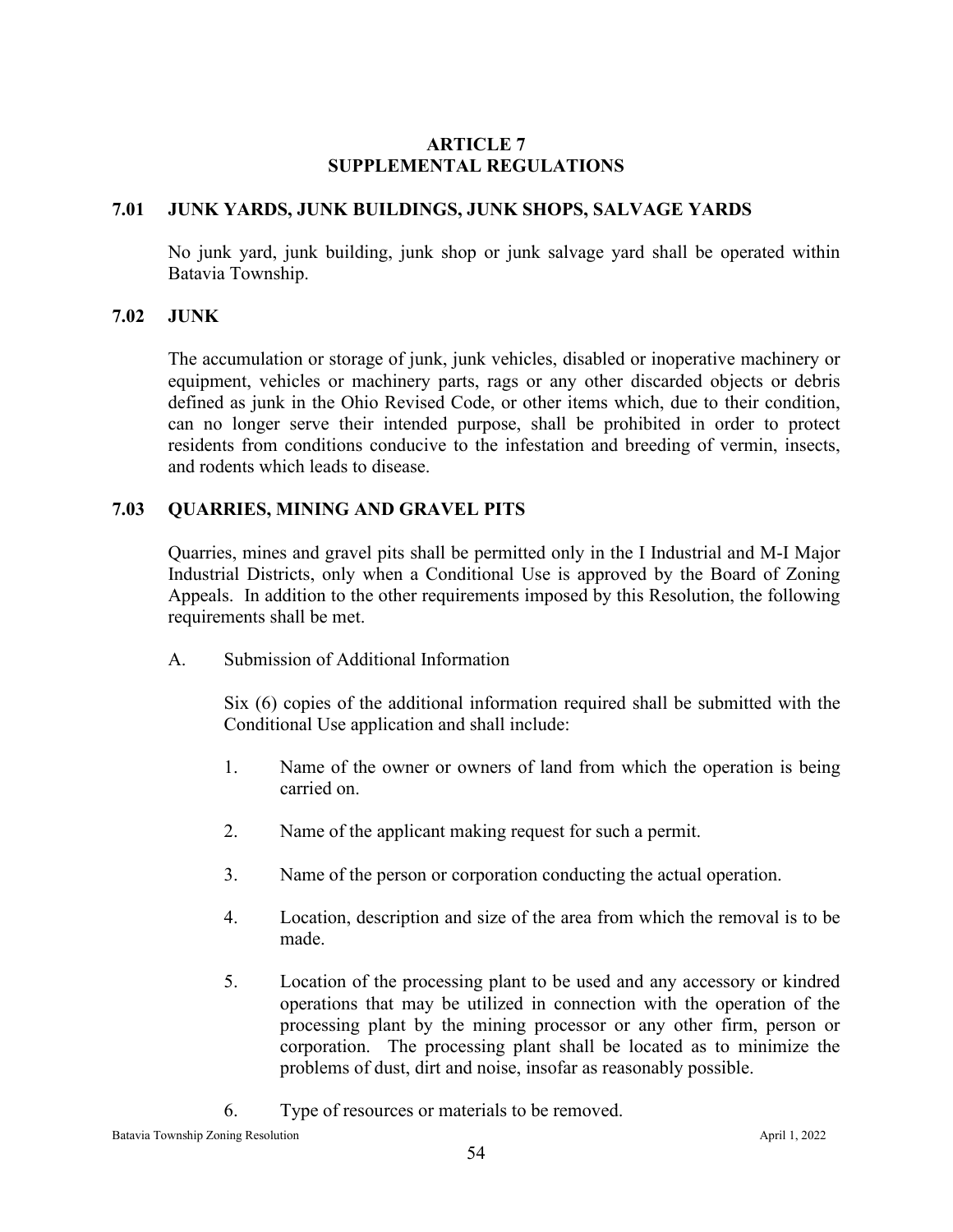# ARTICLE 7
# SUPPLEMENTAL REGULATIONS

## 7.01 JUNK YARDS, JUNK BUILDINGS, JUNK SHOPS, SALVAGE YARDS

No junk yard, junk building, junk shop or junk salvage yard shall be operated within Batavia Township.

## 7.02 JUNK

The accumulation or storage of junk, junk vehicles, disabled or inoperative machinery or equipment, vehicles or machinery parts, rags or any other discarded objects or debris defined as junk in the Ohio Revised Code, or other items which, due to their condition, can no longer serve their intended purpose, shall be prohibited in order to protect residents from conditions conducive to the infestation and breeding of vermin, insects, and rodents which leads to disease.

## 7.03 QUARRIES, MINING AND GRAVEL PITS

Quarries, mines and gravel pits shall be permitted only in the I Industrial and M-I Major Industrial Districts, only when a Conditional Use is approved by the Board of Zoning Appeals. In addition to the other requirements imposed by this Resolution, the following requirements shall be met.

A. Submission of Additional Information

Six (6) copies of the additional information required shall be submitted with the Conditional Use application and shall include:

1. Name of the owner or owners of land from which the operation is being carried on.

2. Name of the applicant making request for such a permit.

3. Name of the person or corporation conducting the actual operation.

4. Location, description and size of the area from which the removal is to be made.

5. Location of the processing plant to be used and any accessory or kindred operations that may be utilized in connection with the operation of the processing plant by the mining processor or any other firm, person or corporation. The processing plant shall be located as to minimize the problems of dust, dirt and noise, insofar as reasonably possible.

6. Type of resources or materials to be removed.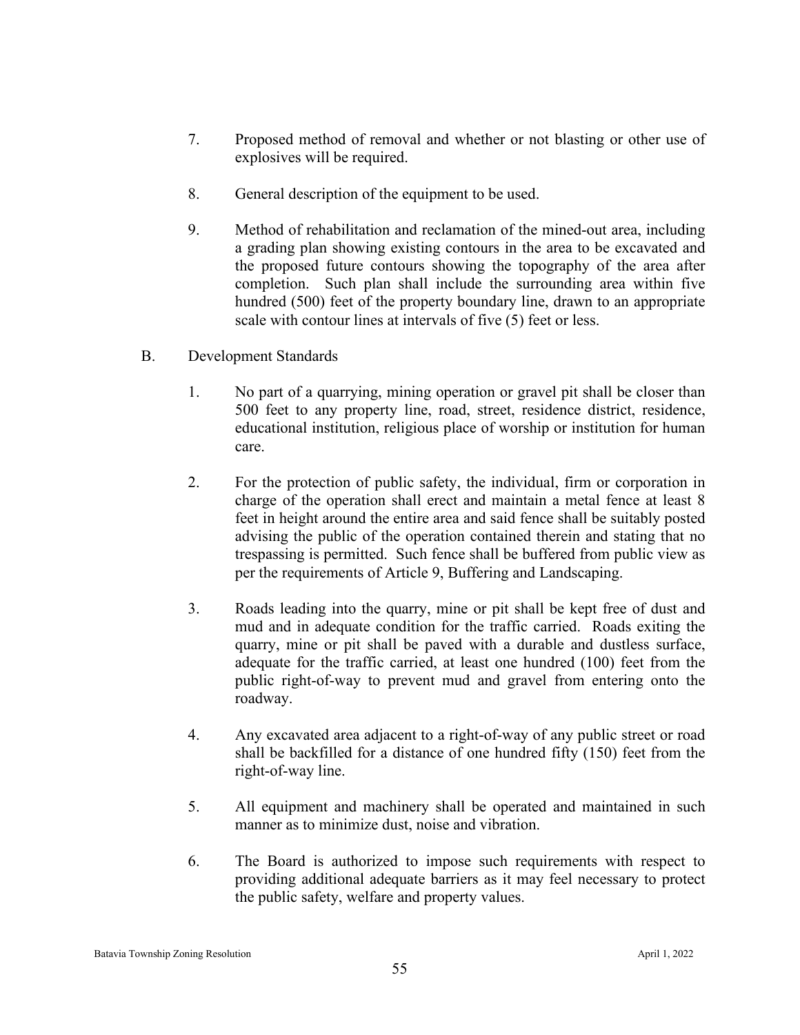7. Proposed method of removal and whether or not blasting or other use of explosives will be required.

8. General description of the equipment to be used.

9. Method of rehabilitation and reclamation of the mined-out area, including a grading plan showing existing contours in the area to be excavated and the proposed future contours showing the topography of the area after completion. Such plan shall include the surrounding area within five hundred (500) feet of the property boundary line, drawn to an appropriate scale with contour lines at intervals of five (5) feet or less.

B. Development Standards

1. No part of a quarrying, mining operation or gravel pit shall be closer than 500 feet to any property line, road, street, residence district, residence, educational institution, religious place of worship or institution for human care.

2. For the protection of public safety, the individual, firm or corporation in charge of the operation shall erect and maintain a metal fence at least 8 feet in height around the entire area and said fence shall be suitably posted advising the public of the operation contained therein and stating that no trespassing is permitted. Such fence shall be buffered from public view as per the requirements of Article 9, Buffering and Landscaping.

3. Roads leading into the quarry, mine or pit shall be kept free of dust and mud and in adequate condition for the traffic carried. Roads exiting the quarry, mine or pit shall be paved with a durable and dustless surface, adequate for the traffic carried, at least one hundred (100) feet from the public right-of-way to prevent mud and gravel from entering onto the roadway.

4. Any excavated area adjacent to a right-of-way of any public street or road shall be backfilled for a distance of one hundred fifty (150) feet from the right-of-way line.

5. All equipment and machinery shall be operated and maintained in such manner as to minimize dust, noise and vibration.

6. The Board is authorized to impose such requirements with respect to providing additional adequate barriers as it may feel necessary to protect the public safety, welfare and property values.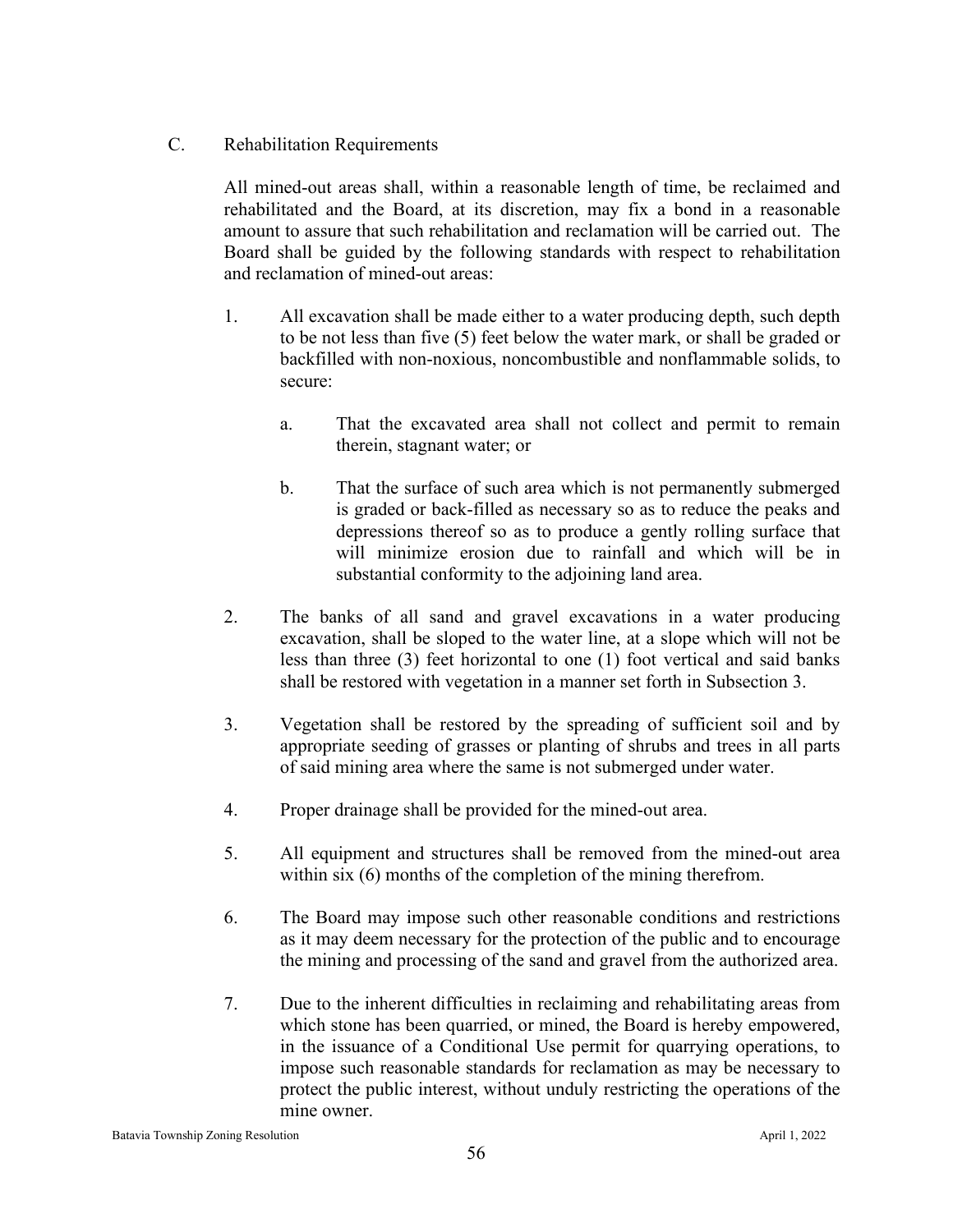### C. Rehabilitation Requirements

All mined-out areas shall, within a reasonable length of time, be reclaimed and rehabilitated and the Board, at its discretion, may fix a bond in a reasonable amount to assure that such rehabilitation and reclamation will be carried out. The Board shall be guided by the following standards with respect to rehabilitation and reclamation of mined-out areas:

1. All excavation shall be made either to a water producing depth, such depth to be not less than five (5) feet below the water mark, or shall be graded or backfilled with non-noxious, noncombustible and nonflammable solids, to secure:

   a. That the excavated area shall not collect and permit to remain therein, stagnant water; or

   b. That the surface of such area which is not permanently submerged is graded or back-filled as necessary so as to reduce the peaks and depressions thereof so as to produce a gently rolling surface that will minimize erosion due to rainfall and which will be in substantial conformity to the adjoining land area.

2. The banks of all sand and gravel excavations in a water producing excavation, shall be sloped to the water line, at a slope which will not be less than three (3) feet horizontal to one (1) foot vertical and said banks shall be restored with vegetation in a manner set forth in Subsection 3.

3. Vegetation shall be restored by the spreading of sufficient soil and by appropriate seeding of grasses or planting of shrubs and trees in all parts of said mining area where the same is not submerged under water.

4. Proper drainage shall be provided for the mined-out area.

5. All equipment and structures shall be removed from the mined-out area within six (6) months of the completion of the mining therefrom.

6. The Board may impose such other reasonable conditions and restrictions as it may deem necessary for the protection of the public and to encourage the mining and processing of the sand and gravel from the authorized area.

7. Due to the inherent difficulties in reclaiming and rehabilitating areas from which stone has been quarried, or mined, the Board is hereby empowered, in the issuance of a Conditional Use permit for quarrying operations, to impose such reasonable standards for reclamation as may be necessary to protect the public interest, without unduly restricting the operations of the mine owner.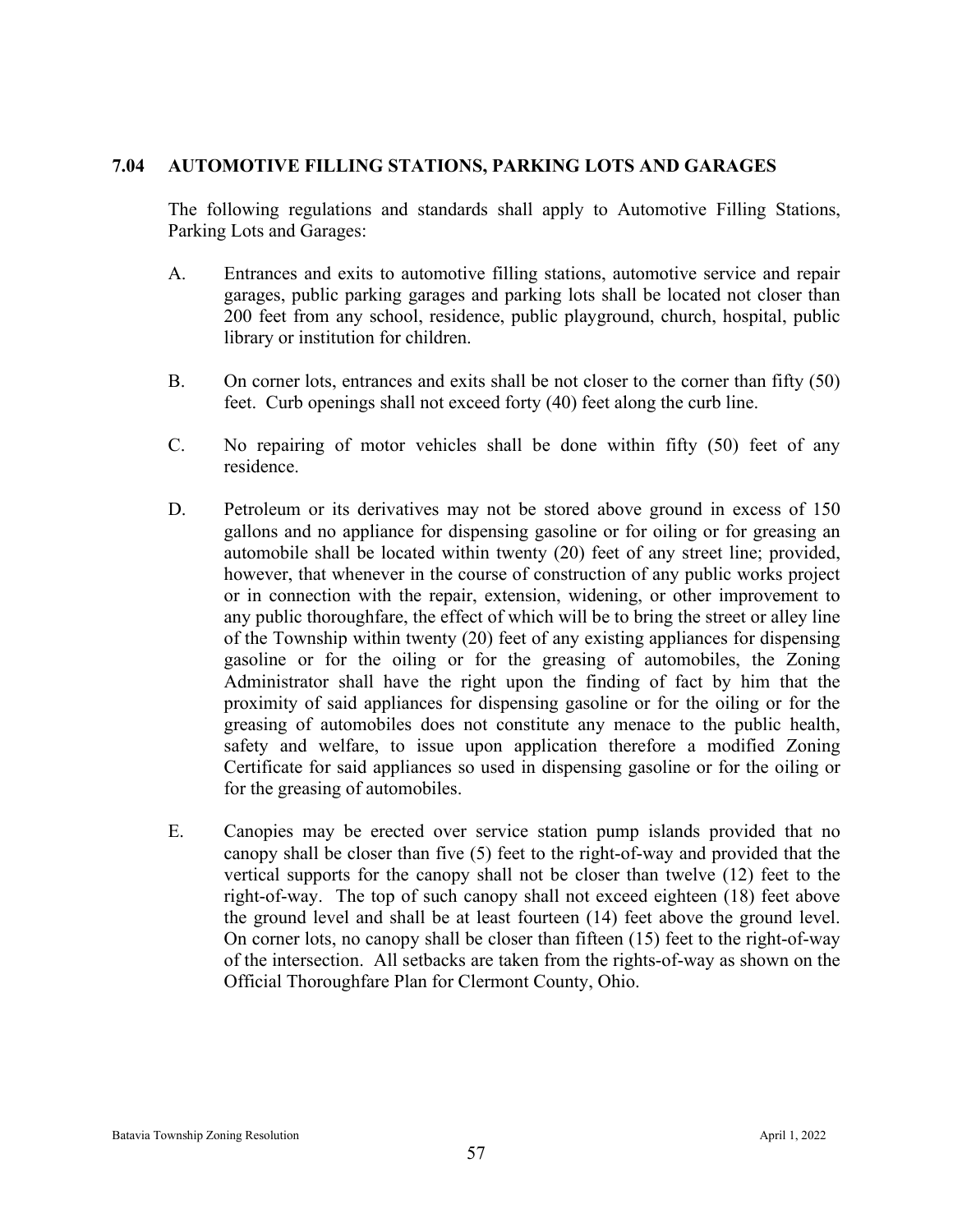## 7.04 AUTOMOTIVE FILLING STATIONS, PARKING LOTS AND GARAGES

The following regulations and standards shall apply to Automotive Filling Stations, Parking Lots and Garages:

A. Entrances and exits to automotive filling stations, automotive service and repair garages, public parking garages and parking lots shall be located not closer than 200 feet from any school, residence, public playground, church, hospital, public library or institution for children.

B. On corner lots, entrances and exits shall be not closer to the corner than fifty (50) feet. Curb openings shall not exceed forty (40) feet along the curb line.

C. No repairing of motor vehicles shall be done within fifty (50) feet of any residence.

D. Petroleum or its derivatives may not be stored above ground in excess of 150 gallons and no appliance for dispensing gasoline or for oiling or for greasing an automobile shall be located within twenty (20) feet of any street line; provided, however, that whenever in the course of construction of any public works project or in connection with the repair, extension, widening, or other improvement to any public thoroughfare, the effect of which will be to bring the street or alley line of the Township within twenty (20) feet of any existing appliances for dispensing gasoline or for the oiling or for the greasing of automobiles, the Zoning Administrator shall have the right upon the finding of fact by him that the proximity of said appliances for dispensing gasoline or for the oiling or for the greasing of automobiles does not constitute any menace to the public health, safety and welfare, to issue upon application therefore a modified Zoning Certificate for said appliances so used in dispensing gasoline or for the oiling or for the greasing of automobiles.

E. Canopies may be erected over service station pump islands provided that no canopy shall be closer than five (5) feet to the right-of-way and provided that the vertical supports for the canopy shall not be closer than twelve (12) feet to the right-of-way. The top of such canopy shall not exceed eighteen (18) feet above the ground level and shall be at least fourteen (14) feet above the ground level. On corner lots, no canopy shall be closer than fifteen (15) feet to the right-of-way of the intersection. All setbacks are taken from the rights-of-way as shown on the Official Thoroughfare Plan for Clermont County, Ohio.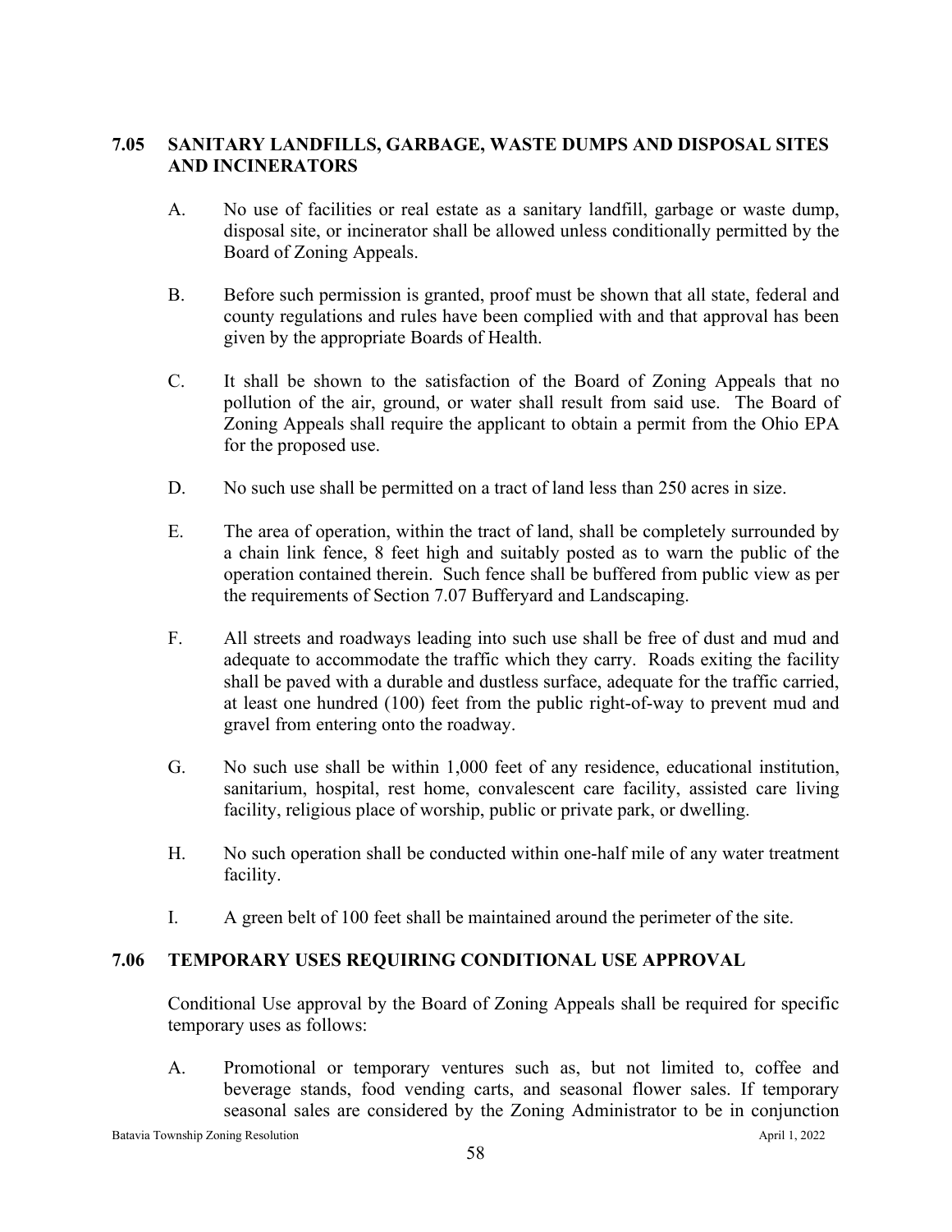## 7.05 SANITARY LANDFILLS, GARBAGE, WASTE DUMPS AND DISPOSAL SITES AND INCINERATORS

A. No use of facilities or real estate as a sanitary landfill, garbage or waste dump, disposal site, or incinerator shall be allowed unless conditionally permitted by the Board of Zoning Appeals.

B. Before such permission is granted, proof must be shown that all state, federal and county regulations and rules have been complied with and that approval has been given by the appropriate Boards of Health.

C. It shall be shown to the satisfaction of the Board of Zoning Appeals that no pollution of the air, ground, or water shall result from said use. The Board of Zoning Appeals shall require the applicant to obtain a permit from the Ohio EPA for the proposed use.

D. No such use shall be permitted on a tract of land less than 250 acres in size.

E. The area of operation, within the tract of land, shall be completely surrounded by a chain link fence, 8 feet high and suitably posted as to warn the public of the operation contained therein. Such fence shall be buffered from public view as per the requirements of Section 7.07 Bufferyard and Landscaping.

F. All streets and roadways leading into such use shall be free of dust and mud and adequate to accommodate the traffic which they carry. Roads exiting the facility shall be paved with a durable and dustless surface, adequate for the traffic carried, at least one hundred (100) feet from the public right-of-way to prevent mud and gravel from entering onto the roadway.

G. No such use shall be within 1,000 feet of any residence, educational institution, sanitarium, hospital, rest home, convalescent care facility, assisted care living facility, religious place of worship, public or private park, or dwelling.

H. No such operation shall be conducted within one-half mile of any water treatment facility.

I. A green belt of 100 feet shall be maintained around the perimeter of the site.

## 7.06 TEMPORARY USES REQUIRING CONDITIONAL USE APPROVAL

Conditional Use approval by the Board of Zoning Appeals shall be required for specific temporary uses as follows:

A. Promotional or temporary ventures such as, but not limited to, coffee and beverage stands, food vending carts, and seasonal flower sales. If temporary seasonal sales are considered by the Zoning Administrator to be in conjunction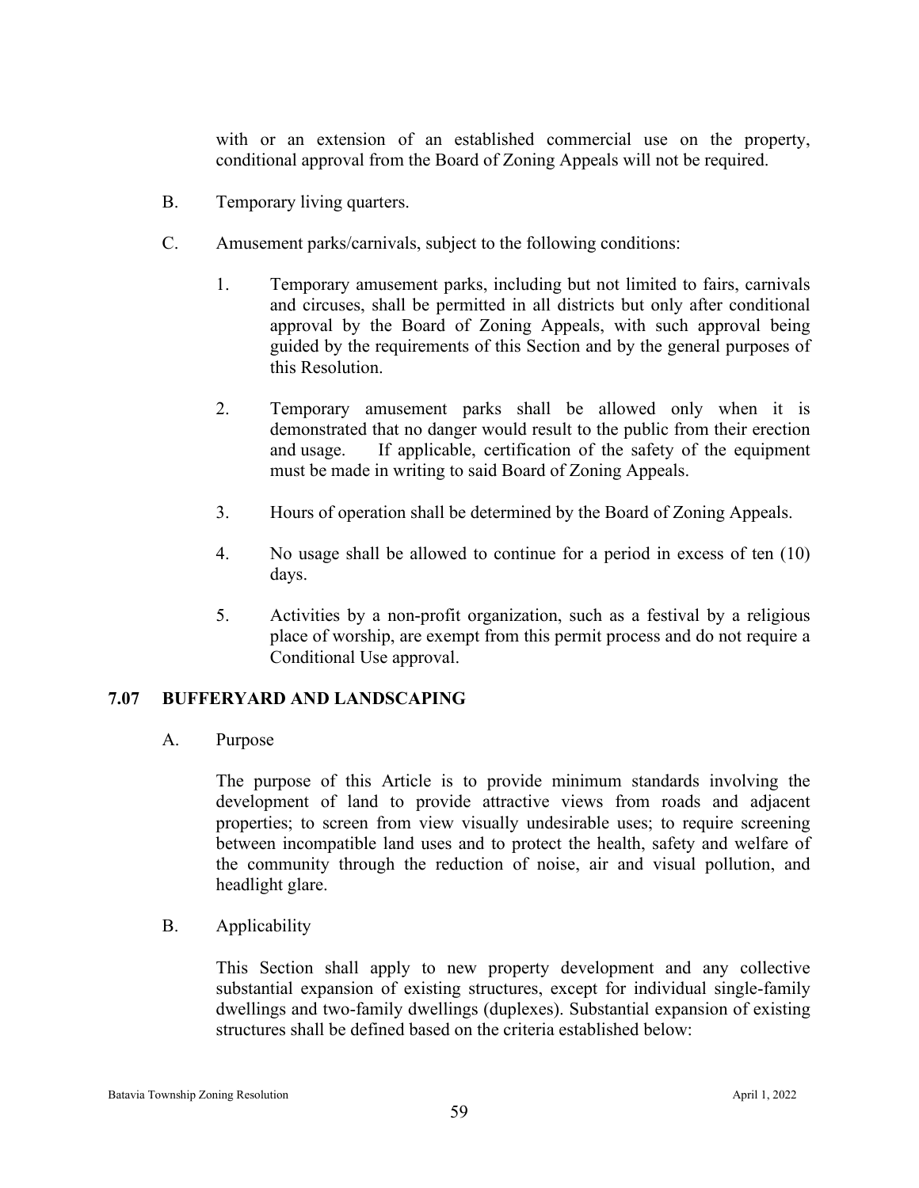with or an extension of an established commercial use on the property, conditional approval from the Board of Zoning Appeals will not be required.

B. Temporary living quarters.

C. Amusement parks/carnivals, subject to the following conditions:

1. Temporary amusement parks, including but not limited to fairs, carnivals and circuses, shall be permitted in all districts but only after conditional approval by the Board of Zoning Appeals, with such approval being guided by the requirements of this Section and by the general purposes of this Resolution.

2. Temporary amusement parks shall be allowed only when it is demonstrated that no danger would result to the public from their erection and usage. If applicable, certification of the safety of the equipment must be made in writing to said Board of Zoning Appeals.

3. Hours of operation shall be determined by the Board of Zoning Appeals.

4. No usage shall be allowed to continue for a period in excess of ten (10) days.

5. Activities by a non-profit organization, such as a festival by a religious place of worship, are exempt from this permit process and do not require a Conditional Use approval.

## 7.07 BUFFERYARD AND LANDSCAPING

A. Purpose

The purpose of this Article is to provide minimum standards involving the development of land to provide attractive views from roads and adjacent properties; to screen from view visually undesirable uses; to require screening between incompatible land uses and to protect the health, safety and welfare of the community through the reduction of noise, air and visual pollution, and headlight glare.

B. Applicability

This Section shall apply to new property development and any collective substantial expansion of existing structures, except for individual single-family dwellings and two-family dwellings (duplexes). Substantial expansion of existing structures shall be defined based on the criteria established below: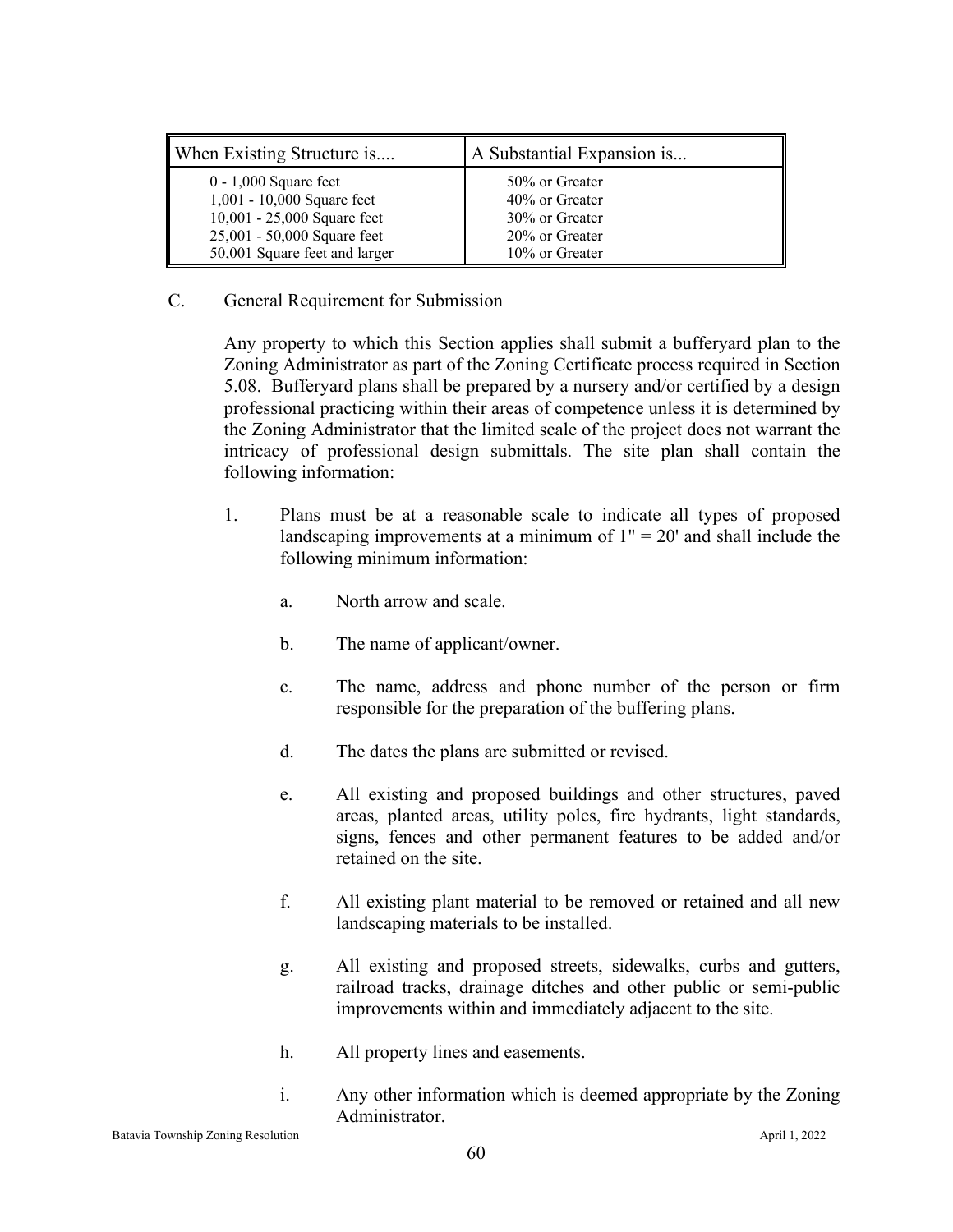| When Existing Structure is.... | A Substantial Expansion is... |
|---|---|
| 0 - 1,000 Square feet | 50% or Greater |
| 1,001 - 10,000 Square feet | 40% or Greater |
| 10,001 - 25,000 Square feet | 30% or Greater |
| 25,001 - 50,000 Square feet | 20% or Greater |
| 50,001 Square feet and larger | 10% or Greater |

C. General Requirement for Submission

Any property to which this Section applies shall submit a bufferyard plan to the Zoning Administrator as part of the Zoning Certificate process required in Section 5.08. Bufferyard plans shall be prepared by a nursery and/or certified by a design professional practicing within their areas of competence unless it is determined by the Zoning Administrator that the limited scale of the project does not warrant the intricacy of professional design submittals. The site plan shall contain the following information:

1. Plans must be at a reasonable scale to indicate all types of proposed landscaping improvements at a minimum of 1" = 20' and shall include the following minimum information:

   a. North arrow and scale.

   b. The name of applicant/owner.

   c. The name, address and phone number of the person or firm responsible for the preparation of the buffering plans.

   d. The dates the plans are submitted or revised.

   e. All existing and proposed buildings and other structures, paved areas, planted areas, utility poles, fire hydrants, light standards, signs, fences and other permanent features to be added and/or retained on the site.

   f. All existing plant material to be removed or retained and all new landscaping materials to be installed.

   g. All existing and proposed streets, sidewalks, curbs and gutters, railroad tracks, drainage ditches and other public or semi-public improvements within and immediately adjacent to the site.

   h. All property lines and easements.

   i. Any other information which is deemed appropriate by the Zoning Administrator.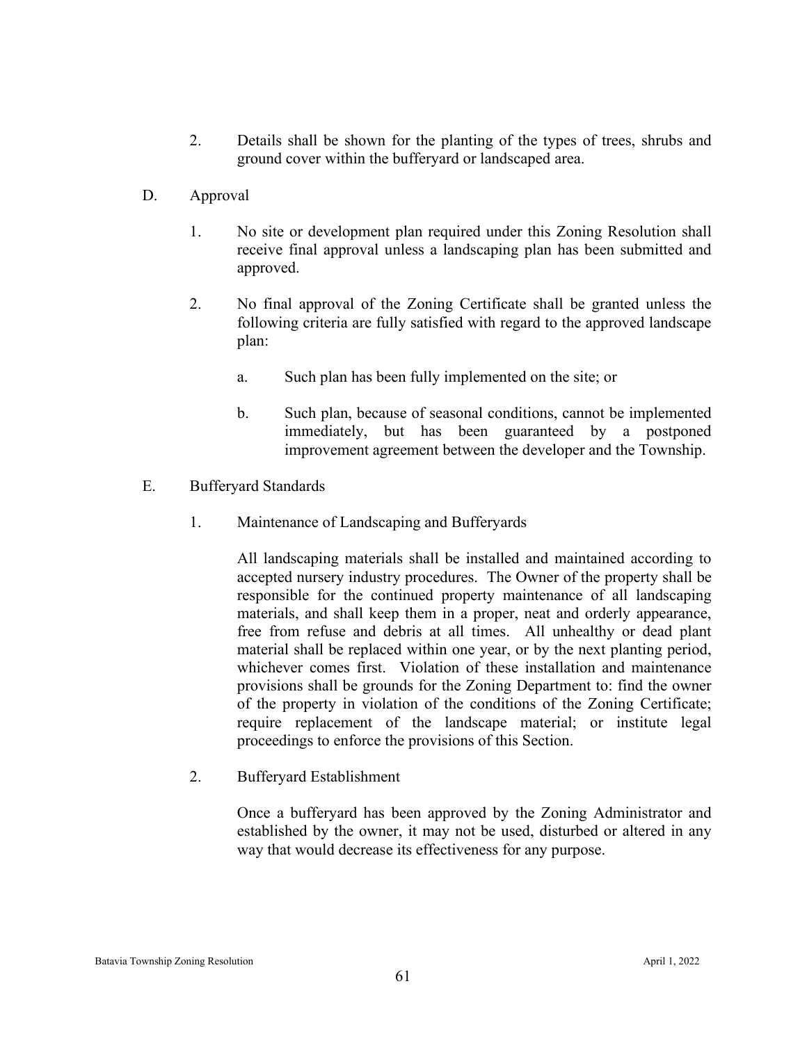2. Details shall be shown for the planting of the types of trees, shrubs and ground cover within the bufferyard or landscaped area.

D. Approval

1. No site or development plan required under this Zoning Resolution shall receive final approval unless a landscaping plan has been submitted and approved.

2. No final approval of the Zoning Certificate shall be granted unless the following criteria are fully satisfied with regard to the approved landscape plan:

   a. Such plan has been fully implemented on the site; or

   b. Such plan, because of seasonal conditions, cannot be implemented immediately, but has been guaranteed by a postponed improvement agreement between the developer and the Township.

E. Bufferyard Standards

1. Maintenance of Landscaping and Bufferyards

   All landscaping materials shall be installed and maintained according to accepted nursery industry procedures. The Owner of the property shall be responsible for the continued property maintenance of all landscaping materials, and shall keep them in a proper, neat and orderly appearance, free from refuse and debris at all times. All unhealthy or dead plant material shall be replaced within one year, or by the next planting period, whichever comes first. Violation of these installation and maintenance provisions shall be grounds for the Zoning Department to: find the owner of the property in violation of the conditions of the Zoning Certificate; require replacement of the landscape material; or institute legal proceedings to enforce the provisions of this Section.

2. Bufferyard Establishment

   Once a bufferyard has been approved by the Zoning Administrator and established by the owner, it may not be used, disturbed or altered in any way that would decrease its effectiveness for any purpose.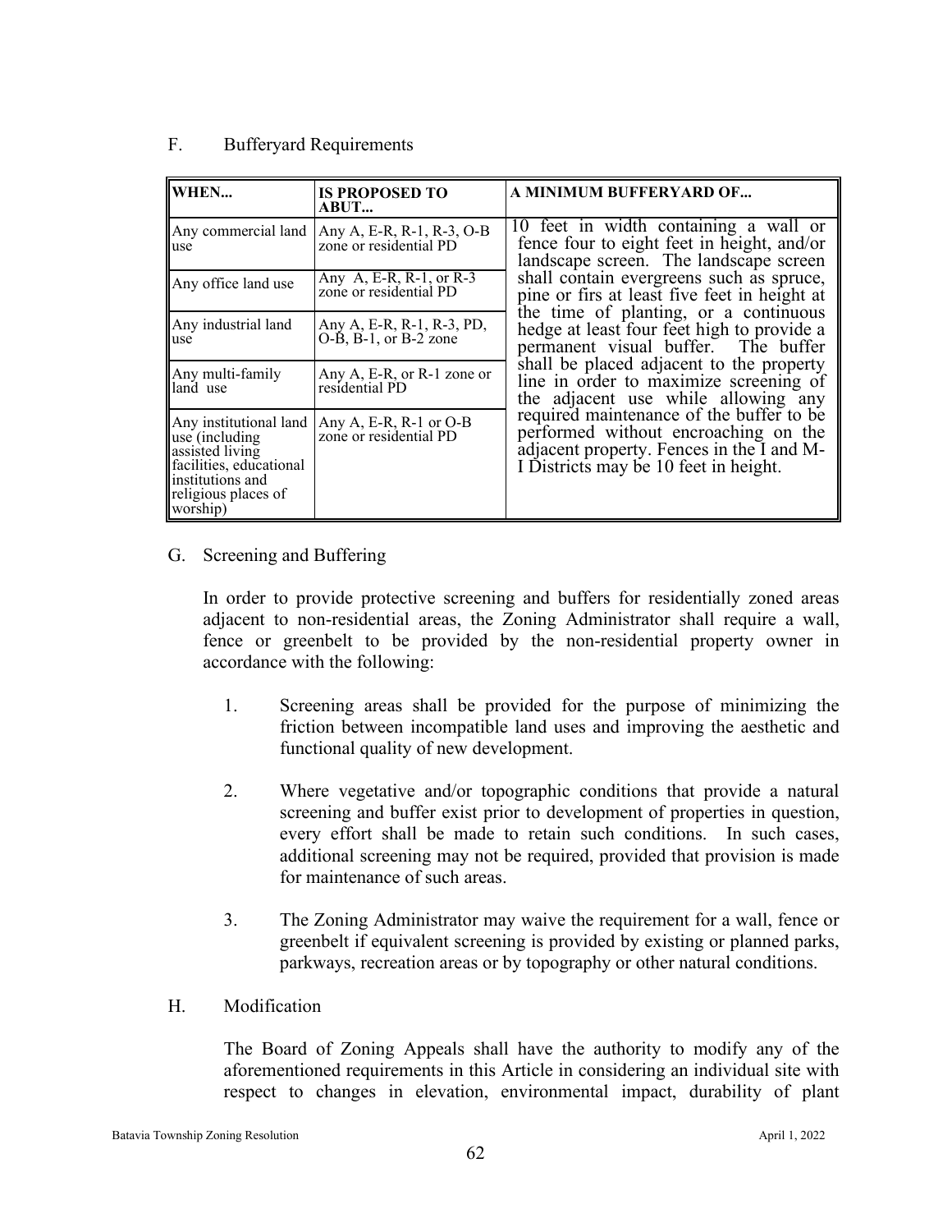F. Bufferyard Requirements

| WHEN... | IS PROPOSED TO ABUT... | A MINIMUM BUFFERYARD OF... |
|---|---|---|
| Any commercial land use | Any A, E-R, R-1, R-3, O-B zone or residential PD | 10 feet in width containing a wall or fence four to eight feet in height, and/or landscape screen. The landscape screen shall contain evergreens such as spruce, pine or firs at least five feet in height at the time of planting, or a continuous hedge at least four feet high to provide a permanent visual buffer. The buffer shall be placed adjacent to the property line in order to maximize screening of the adjacent use while allowing any required maintenance of the buffer to be performed without encroaching on the adjacent property. Fences in the I and M-I Districts may be 10 feet in height. |
| Any office land use | Any A, E-R, R-1, or R-3 zone or residential PD | |
| Any industrial land use | Any A, E-R, R-1, R-3, PD, O-B, B-1, or B-2 zone | |
| Any multi-family land use | Any A, E-R, or R-1 zone or residential PD | |
| Any institutional land use (including assisted living facilities, educational institutions and religious places of worship) | Any A, E-R, R-1 or O-B zone or residential PD | |

G. Screening and Buffering

In order to provide protective screening and buffers for residentially zoned areas adjacent to non-residential areas, the Zoning Administrator shall require a wall, fence or greenbelt to be provided by the non-residential property owner in accordance with the following:

1. Screening areas shall be provided for the purpose of minimizing the friction between incompatible land uses and improving the aesthetic and functional quality of new development.

2. Where vegetative and/or topographic conditions that provide a natural screening and buffer exist prior to development of properties in question, every effort shall be made to retain such conditions. In such cases, additional screening may not be required, provided that provision is made for maintenance of such areas.

3. The Zoning Administrator may waive the requirement for a wall, fence or greenbelt if equivalent screening is provided by existing or planned parks, parkways, recreation areas or by topography or other natural conditions.

H. Modification

The Board of Zoning Appeals shall have the authority to modify any of the aforementioned requirements in this Article in considering an individual site with respect to changes in elevation, environmental impact, durability of plant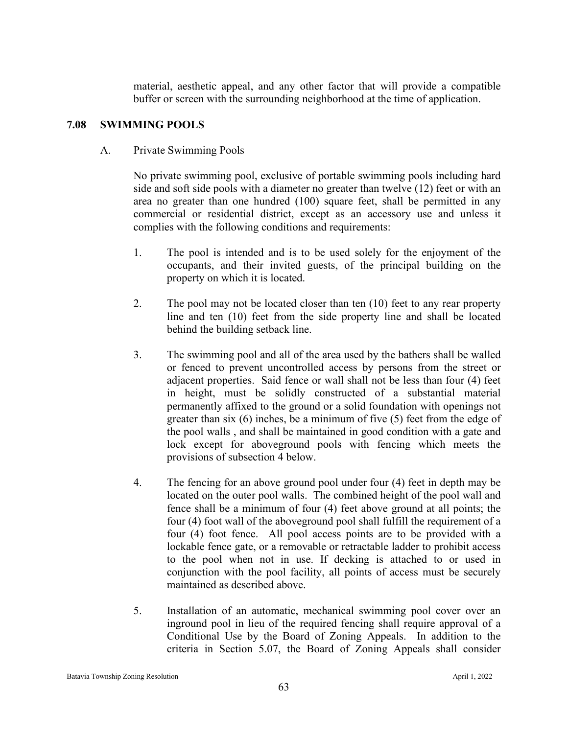material, aesthetic appeal, and any other factor that will provide a compatible buffer or screen with the surrounding neighborhood at the time of application.

## 7.08 SWIMMING POOLS

### A. Private Swimming Pools

No private swimming pool, exclusive of portable swimming pools including hard side and soft side pools with a diameter no greater than twelve (12) feet or with an area no greater than one hundred (100) square feet, shall be permitted in any commercial or residential district, except as an accessory use and unless it complies with the following conditions and requirements:

1. The pool is intended and is to be used solely for the enjoyment of the occupants, and their invited guests, of the principal building on the property on which it is located.

2. The pool may not be located closer than ten (10) feet to any rear property line and ten (10) feet from the side property line and shall be located behind the building setback line.

3. The swimming pool and all of the area used by the bathers shall be walled or fenced to prevent uncontrolled access by persons from the street or adjacent properties. Said fence or wall shall not be less than four (4) feet in height, must be solidly constructed of a substantial material permanently affixed to the ground or a solid foundation with openings not greater than six (6) inches, be a minimum of five (5) feet from the edge of the pool walls , and shall be maintained in good condition with a gate and lock except for aboveground pools with fencing which meets the provisions of subsection 4 below.

4. The fencing for an above ground pool under four (4) feet in depth may be located on the outer pool walls. The combined height of the pool wall and fence shall be a minimum of four (4) feet above ground at all points; the four (4) foot wall of the aboveground pool shall fulfill the requirement of a four (4) foot fence. All pool access points are to be provided with a lockable fence gate, or a removable or retractable ladder to prohibit access to the pool when not in use. If decking is attached to or used in conjunction with the pool facility, all points of access must be securely maintained as described above.

5. Installation of an automatic, mechanical swimming pool cover over an inground pool in lieu of the required fencing shall require approval of a Conditional Use by the Board of Zoning Appeals. In addition to the criteria in Section 5.07, the Board of Zoning Appeals shall consider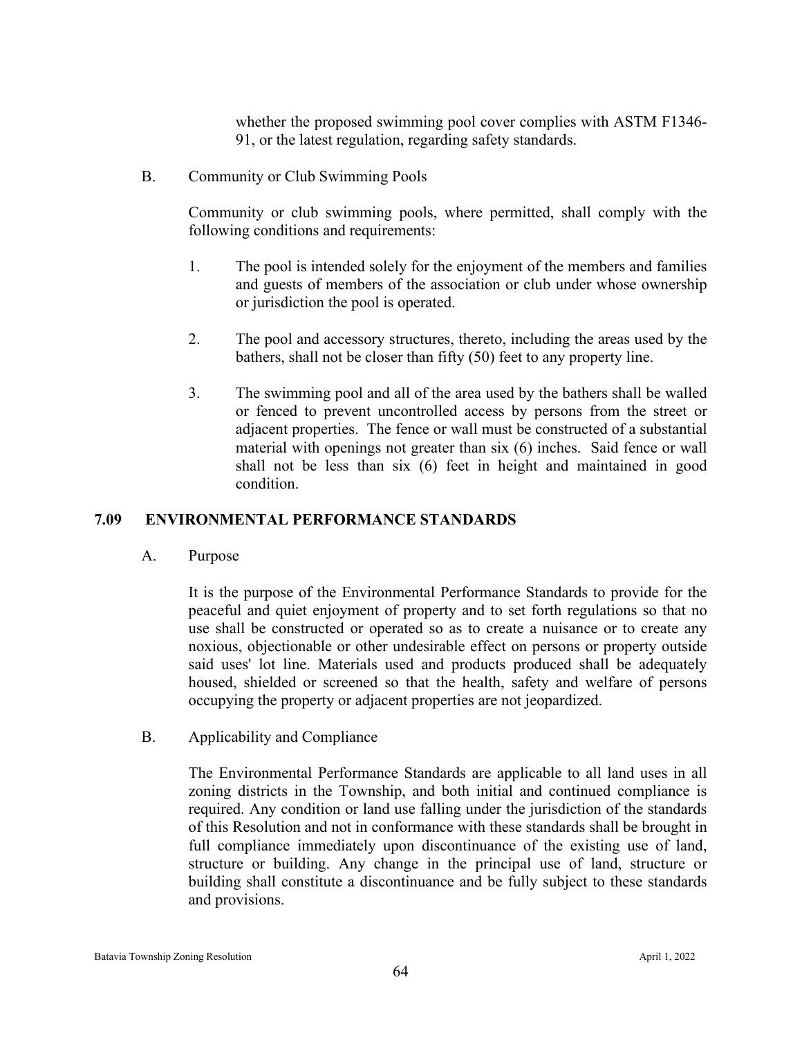whether the proposed swimming pool cover complies with ASTM F1346-91, or the latest regulation, regarding safety standards.

B. Community or Club Swimming Pools

Community or club swimming pools, where permitted, shall comply with the following conditions and requirements:

1. The pool is intended solely for the enjoyment of the members and families and guests of members of the association or club under whose ownership or jurisdiction the pool is operated.

2. The pool and accessory structures, thereto, including the areas used by the bathers, shall not be closer than fifty (50) feet to any property line.

3. The swimming pool and all of the area used by the bathers shall be walled or fenced to prevent uncontrolled access by persons from the street or adjacent properties. The fence or wall must be constructed of a substantial material with openings not greater than six (6) inches. Said fence or wall shall not be less than six (6) feet in height and maintained in good condition.

## 7.09 ENVIRONMENTAL PERFORMANCE STANDARDS

A. Purpose

It is the purpose of the Environmental Performance Standards to provide for the peaceful and quiet enjoyment of property and to set forth regulations so that no use shall be constructed or operated so as to create a nuisance or to create any noxious, objectionable or other undesirable effect on persons or property outside said uses' lot line. Materials used and products produced shall be adequately housed, shielded or screened so that the health, safety and welfare of persons occupying the property or adjacent properties are not jeopardized.

B. Applicability and Compliance

The Environmental Performance Standards are applicable to all land uses in all zoning districts in the Township, and both initial and continued compliance is required. Any condition or land use falling under the jurisdiction of the standards of this Resolution and not in conformance with these standards shall be brought in full compliance immediately upon discontinuance of the existing use of land, structure or building. Any change in the principal use of land, structure or building shall constitute a discontinuance and be fully subject to these standards and provisions.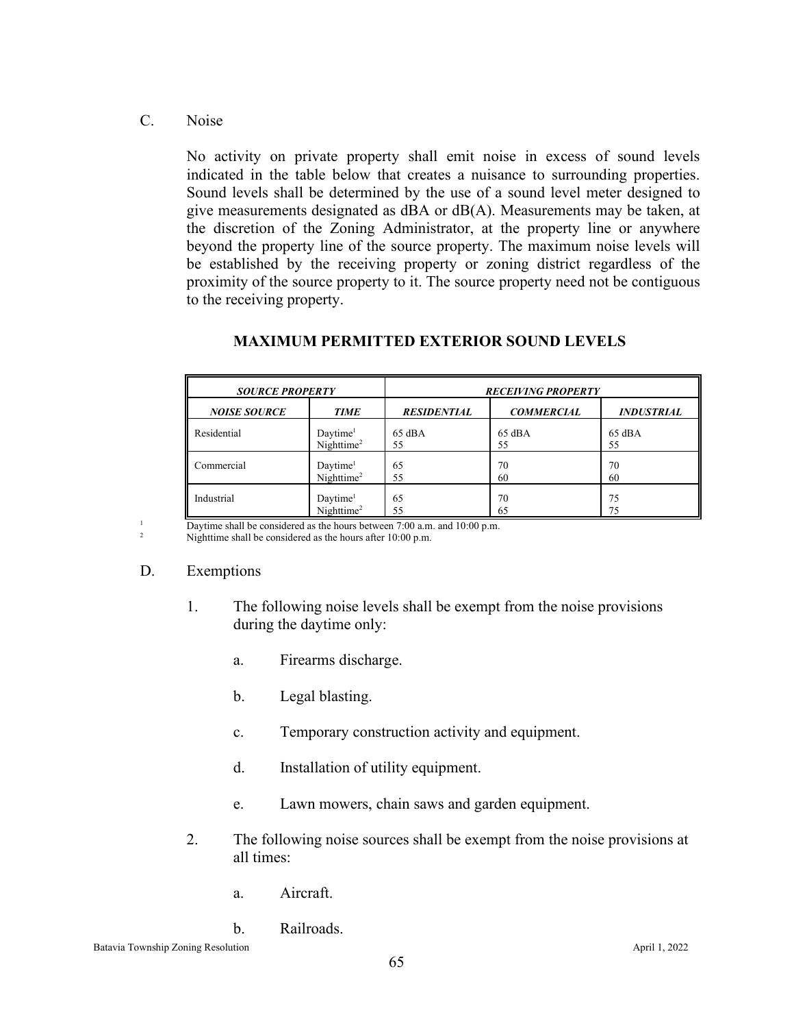C. Noise

No activity on private property shall emit noise in excess of sound levels indicated in the table below that creates a nuisance to surrounding properties. Sound levels shall be determined by the use of a sound level meter designed to give measurements designated as dBA or dB(A). Measurements may be taken, at the discretion of the Zoning Administrator, at the property line or anywhere beyond the property line of the source property. The maximum noise levels will be established by the receiving property or zoning district regardless of the proximity of the source property to it. The source property need not be contiguous to the receiving property.

**MAXIMUM PERMITTED EXTERIOR SOUND LEVELS**

| ***SOURCE PROPERTY*** | | ***RECEIVING PROPERTY*** | | |
|---|---|---|---|---|
| ***NOISE SOURCE*** | ***TIME*** | ***RESIDENTIAL*** | ***COMMERCIAL*** | ***INDUSTRIAL*** |
| Residential | Daytime[1]<br>Nighttime[2] | 65 dBA<br>55 | 65 dBA<br>55 | 65 dBA<br>55 |
| Commercial | Daytime[1]<br>Nighttime[2] | 65<br>55 | 70<br>60 | 70<br>60 |
| Industrial | Daytime[1]<br>Nighttime[2] | 65<br>55 | 70<br>65 | 75<br>75 |

[1] Daytime shall be considered as the hours between 7:00 a.m. and 10:00 p.m.
[2] Nighttime shall be considered as the hours after 10:00 p.m.

D. Exemptions

1. The following noise levels shall be exempt from the noise provisions during the daytime only:

   a. Firearms discharge.

   b. Legal blasting.

   c. Temporary construction activity and equipment.

   d. Installation of utility equipment.

   e. Lawn mowers, chain saws and garden equipment.

2. The following noise sources shall be exempt from the noise provisions at all times:

   a. Aircraft.

   b. Railroads.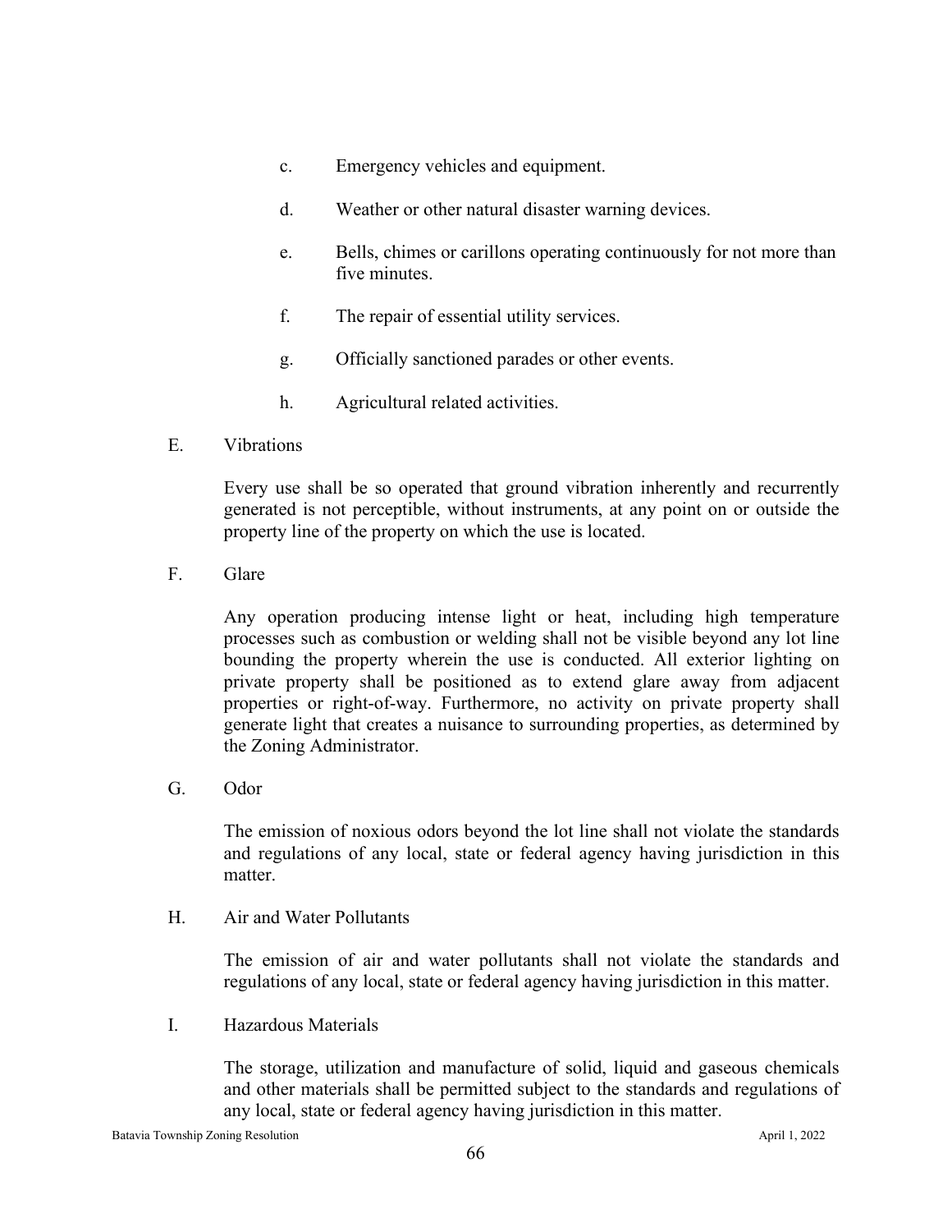c. Emergency vehicles and equipment.

d. Weather or other natural disaster warning devices.

e. Bells, chimes or carillons operating continuously for not more than five minutes.

f. The repair of essential utility services.

g. Officially sanctioned parades or other events.

h. Agricultural related activities.

E. Vibrations

Every use shall be so operated that ground vibration inherently and recurrently generated is not perceptible, without instruments, at any point on or outside the property line of the property on which the use is located.

F. Glare

Any operation producing intense light or heat, including high temperature processes such as combustion or welding shall not be visible beyond any lot line bounding the property wherein the use is conducted. All exterior lighting on private property shall be positioned as to extend glare away from adjacent properties or right-of-way. Furthermore, no activity on private property shall generate light that creates a nuisance to surrounding properties, as determined by the Zoning Administrator.

G. Odor

The emission of noxious odors beyond the lot line shall not violate the standards and regulations of any local, state or federal agency having jurisdiction in this matter.

H. Air and Water Pollutants

The emission of air and water pollutants shall not violate the standards and regulations of any local, state or federal agency having jurisdiction in this matter.

I. Hazardous Materials

The storage, utilization and manufacture of solid, liquid and gaseous chemicals and other materials shall be permitted subject to the standards and regulations of any local, state or federal agency having jurisdiction in this matter.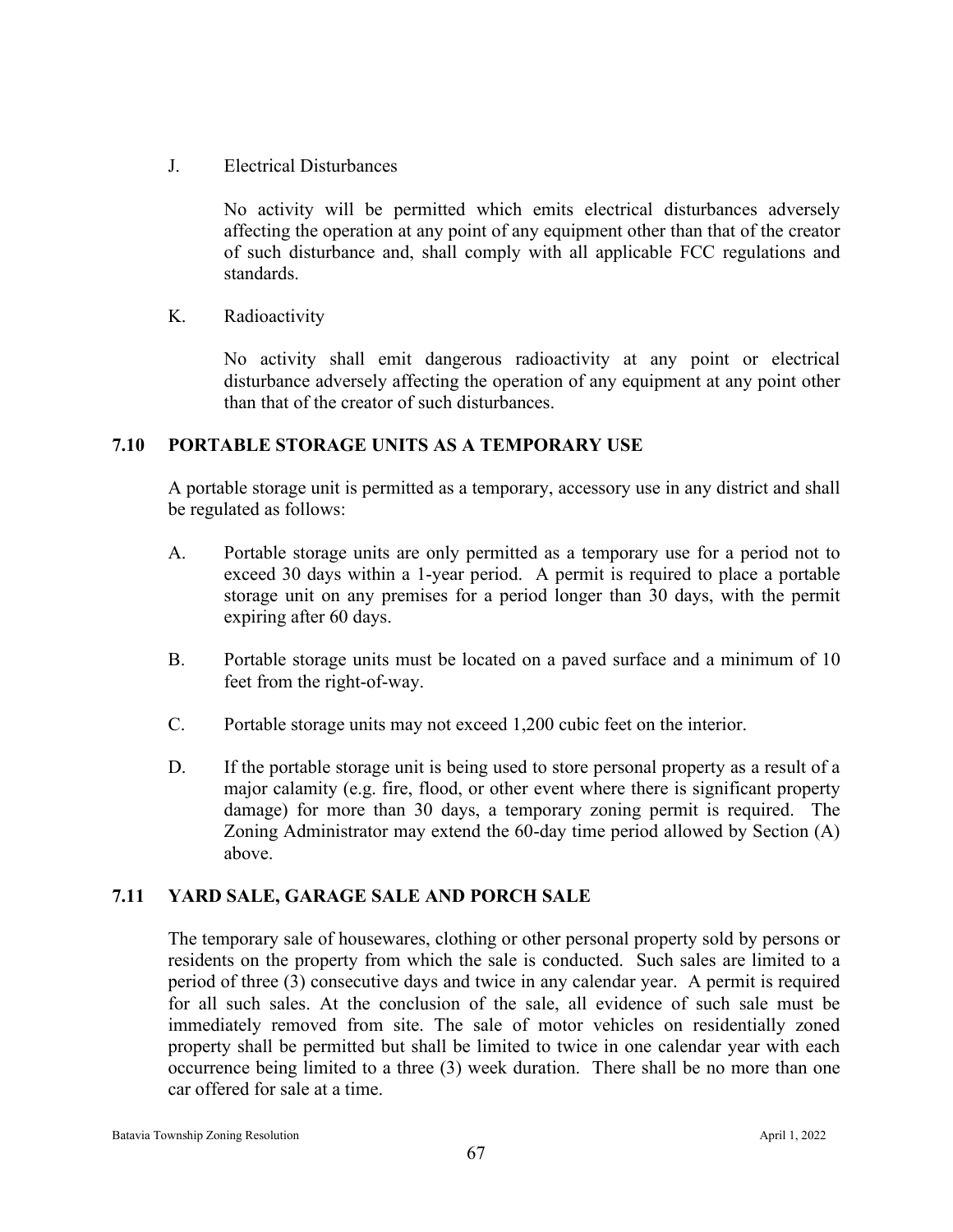J. Electrical Disturbances

No activity will be permitted which emits electrical disturbances adversely affecting the operation at any point of any equipment other than that of the creator of such disturbance and, shall comply with all applicable FCC regulations and standards.

K. Radioactivity

No activity shall emit dangerous radioactivity at any point or electrical disturbance adversely affecting the operation of any equipment at any point other than that of the creator of such disturbances.

## 7.10 PORTABLE STORAGE UNITS AS A TEMPORARY USE

A portable storage unit is permitted as a temporary, accessory use in any district and shall be regulated as follows:

A. Portable storage units are only permitted as a temporary use for a period not to exceed 30 days within a 1-year period. A permit is required to place a portable storage unit on any premises for a period longer than 30 days, with the permit expiring after 60 days.

B. Portable storage units must be located on a paved surface and a minimum of 10 feet from the right-of-way.

C. Portable storage units may not exceed 1,200 cubic feet on the interior.

D. If the portable storage unit is being used to store personal property as a result of a major calamity (e.g. fire, flood, or other event where there is significant property damage) for more than 30 days, a temporary zoning permit is required. The Zoning Administrator may extend the 60-day time period allowed by Section (A) above.

## 7.11 YARD SALE, GARAGE SALE AND PORCH SALE

The temporary sale of housewares, clothing or other personal property sold by persons or residents on the property from which the sale is conducted. Such sales are limited to a period of three (3) consecutive days and twice in any calendar year. A permit is required for all such sales. At the conclusion of the sale, all evidence of such sale must be immediately removed from site. The sale of motor vehicles on residentially zoned property shall be permitted but shall be limited to twice in one calendar year with each occurrence being limited to a three (3) week duration. There shall be no more than one car offered for sale at a time.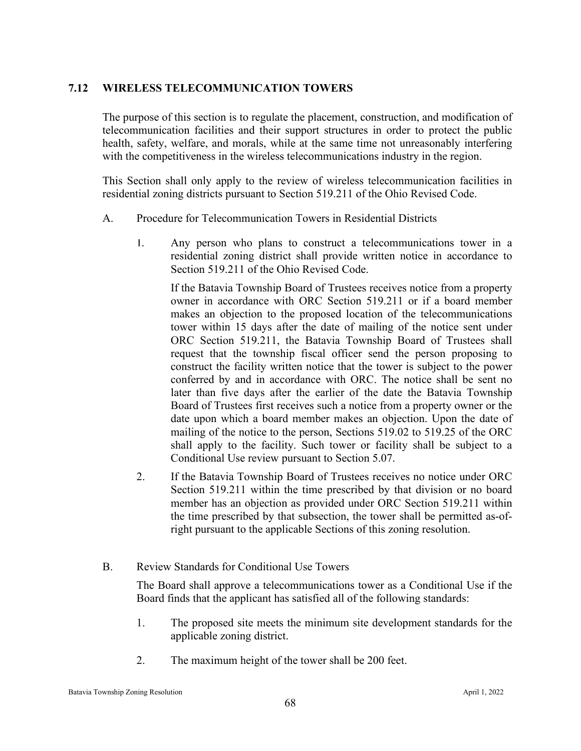## 7.12 WIRELESS TELECOMMUNICATION TOWERS

The purpose of this section is to regulate the placement, construction, and modification of telecommunication facilities and their support structures in order to protect the public health, safety, welfare, and morals, while at the same time not unreasonably interfering with the competitiveness in the wireless telecommunications industry in the region.

This Section shall only apply to the review of wireless telecommunication facilities in residential zoning districts pursuant to Section 519.211 of the Ohio Revised Code.

A. Procedure for Telecommunication Towers in Residential Districts

1. Any person who plans to construct a telecommunications tower in a residential zoning district shall provide written notice in accordance to Section 519.211 of the Ohio Revised Code.

   If the Batavia Township Board of Trustees receives notice from a property owner in accordance with ORC Section 519.211 or if a board member makes an objection to the proposed location of the telecommunications tower within 15 days after the date of mailing of the notice sent under ORC Section 519.211, the Batavia Township Board of Trustees shall request that the township fiscal officer send the person proposing to construct the facility written notice that the tower is subject to the power conferred by and in accordance with ORC. The notice shall be sent no later than five days after the earlier of the date the Batavia Township Board of Trustees first receives such a notice from a property owner or the date upon which a board member makes an objection. Upon the date of mailing of the notice to the person, Sections 519.02 to 519.25 of the ORC shall apply to the facility. Such tower or facility shall be subject to a Conditional Use review pursuant to Section 5.07.

2. If the Batavia Township Board of Trustees receives no notice under ORC Section 519.211 within the time prescribed by that division or no board member has an objection as provided under ORC Section 519.211 within the time prescribed by that subsection, the tower shall be permitted as-of-right pursuant to the applicable Sections of this zoning resolution.

B. Review Standards for Conditional Use Towers

The Board shall approve a telecommunications tower as a Conditional Use if the Board finds that the applicant has satisfied all of the following standards:

1. The proposed site meets the minimum site development standards for the applicable zoning district.

2. The maximum height of the tower shall be 200 feet.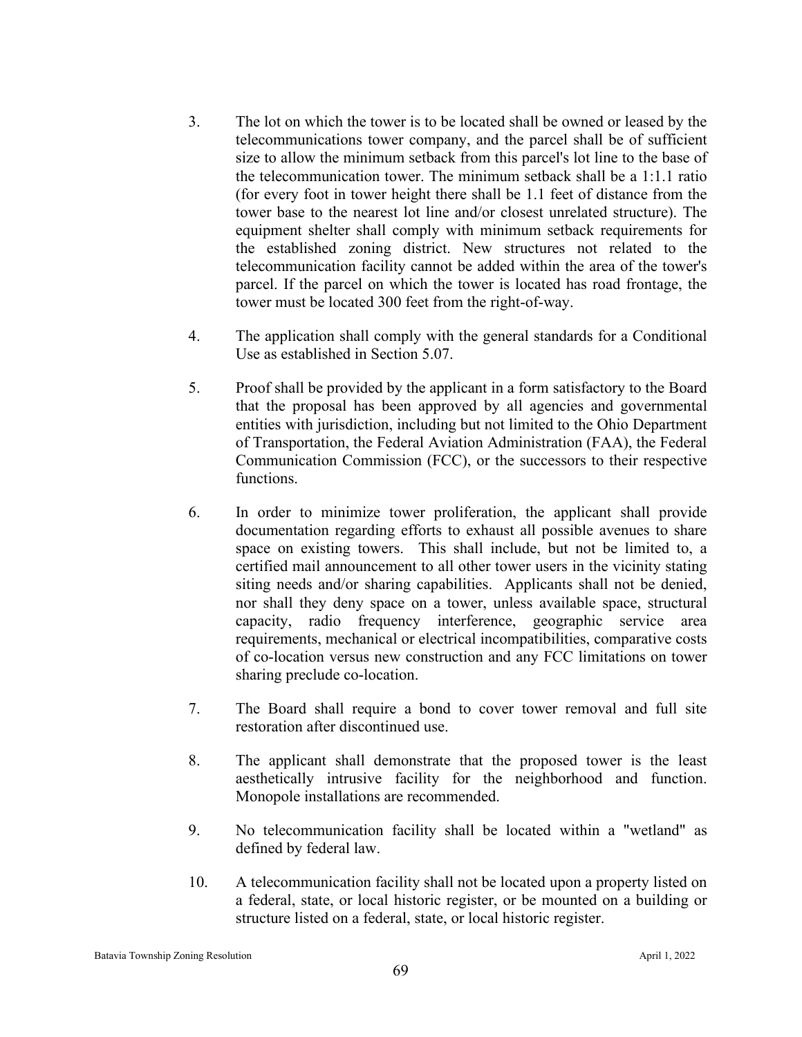3. The lot on which the tower is to be located shall be owned or leased by the telecommunications tower company, and the parcel shall be of sufficient size to allow the minimum setback from this parcel's lot line to the base of the telecommunication tower. The minimum setback shall be a 1:1.1 ratio (for every foot in tower height there shall be 1.1 feet of distance from the tower base to the nearest lot line and/or closest unrelated structure). The equipment shelter shall comply with minimum setback requirements for the established zoning district. New structures not related to the telecommunication facility cannot be added within the area of the tower's parcel. If the parcel on which the tower is located has road frontage, the tower must be located 300 feet from the right-of-way.

4. The application shall comply with the general standards for a Conditional Use as established in Section 5.07.

5. Proof shall be provided by the applicant in a form satisfactory to the Board that the proposal has been approved by all agencies and governmental entities with jurisdiction, including but not limited to the Ohio Department of Transportation, the Federal Aviation Administration (FAA), the Federal Communication Commission (FCC), or the successors to their respective functions.

6. In order to minimize tower proliferation, the applicant shall provide documentation regarding efforts to exhaust all possible avenues to share space on existing towers. This shall include, but not be limited to, a certified mail announcement to all other tower users in the vicinity stating siting needs and/or sharing capabilities. Applicants shall not be denied, nor shall they deny space on a tower, unless available space, structural capacity, radio frequency interference, geographic service area requirements, mechanical or electrical incompatibilities, comparative costs of co-location versus new construction and any FCC limitations on tower sharing preclude co-location.

7. The Board shall require a bond to cover tower removal and full site restoration after discontinued use.

8. The applicant shall demonstrate that the proposed tower is the least aesthetically intrusive facility for the neighborhood and function. Monopole installations are recommended.

9. No telecommunication facility shall be located within a "wetland" as defined by federal law.

10. A telecommunication facility shall not be located upon a property listed on a federal, state, or local historic register, or be mounted on a building or structure listed on a federal, state, or local historic register.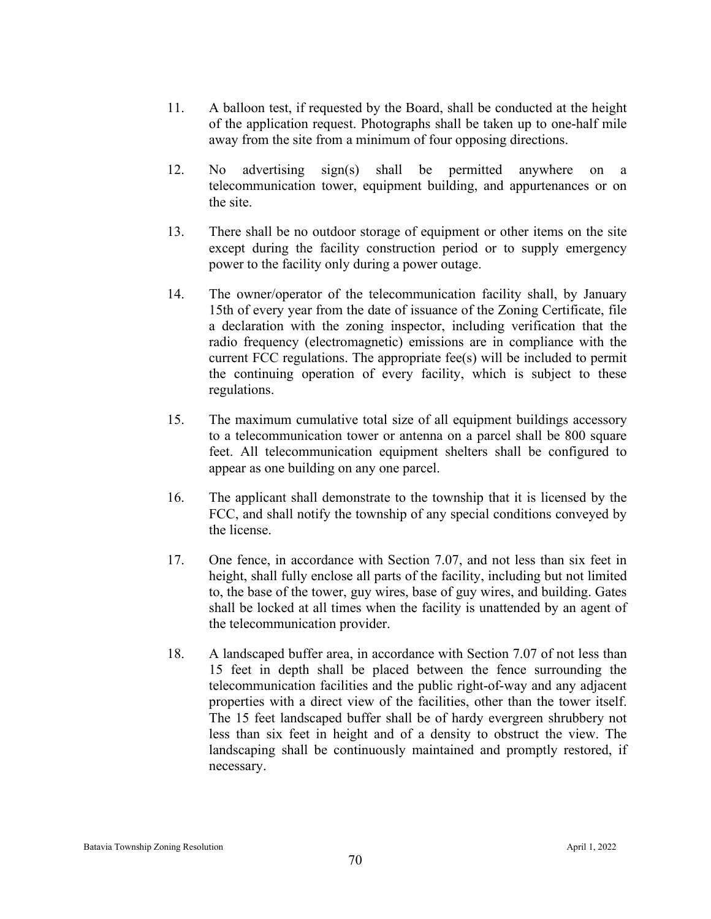11. A balloon test, if requested by the Board, shall be conducted at the height of the application request. Photographs shall be taken up to one-half mile away from the site from a minimum of four opposing directions.

12. No advertising sign(s) shall be permitted anywhere on a telecommunication tower, equipment building, and appurtenances or on the site.

13. There shall be no outdoor storage of equipment or other items on the site except during the facility construction period or to supply emergency power to the facility only during a power outage.

14. The owner/operator of the telecommunication facility shall, by January 15th of every year from the date of issuance of the Zoning Certificate, file a declaration with the zoning inspector, including verification that the radio frequency (electromagnetic) emissions are in compliance with the current FCC regulations. The appropriate fee(s) will be included to permit the continuing operation of every facility, which is subject to these regulations.

15. The maximum cumulative total size of all equipment buildings accessory to a telecommunication tower or antenna on a parcel shall be 800 square feet. All telecommunication equipment shelters shall be configured to appear as one building on any one parcel.

16. The applicant shall demonstrate to the township that it is licensed by the FCC, and shall notify the township of any special conditions conveyed by the license.

17. One fence, in accordance with Section 7.07, and not less than six feet in height, shall fully enclose all parts of the facility, including but not limited to, the base of the tower, guy wires, base of guy wires, and building. Gates shall be locked at all times when the facility is unattended by an agent of the telecommunication provider.

18. A landscaped buffer area, in accordance with Section 7.07 of not less than 15 feet in depth shall be placed between the fence surrounding the telecommunication facilities and the public right-of-way and any adjacent properties with a direct view of the facilities, other than the tower itself. The 15 feet landscaped buffer shall be of hardy evergreen shrubbery not less than six feet in height and of a density to obstruct the view. The landscaping shall be continuously maintained and promptly restored, if necessary.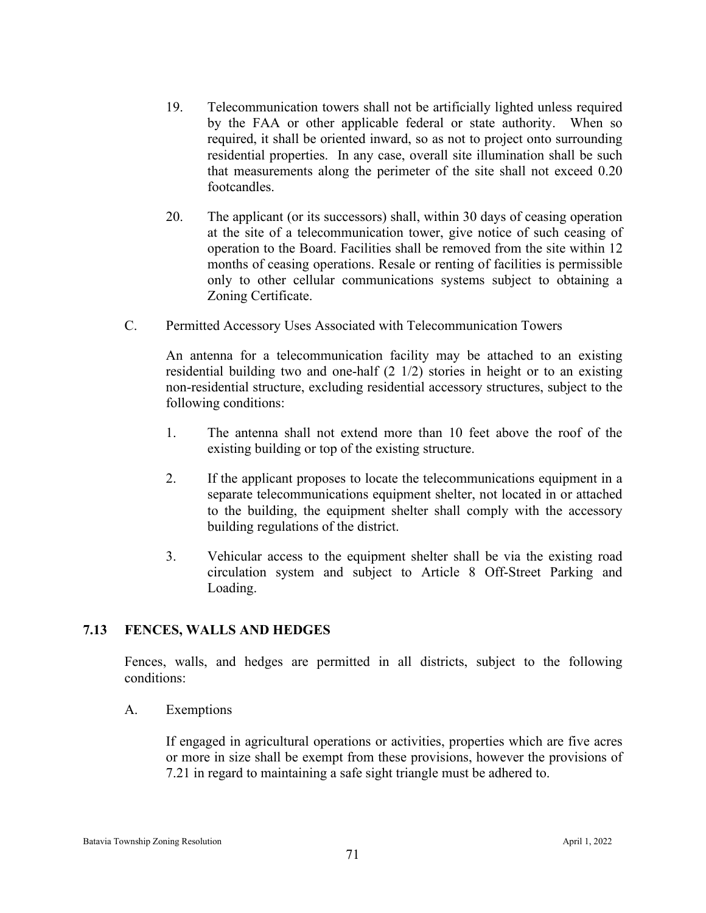19. Telecommunication towers shall not be artificially lighted unless required by the FAA or other applicable federal or state authority. When so required, it shall be oriented inward, so as not to project onto surrounding residential properties. In any case, overall site illumination shall be such that measurements along the perimeter of the site shall not exceed 0.20 footcandles.

20. The applicant (or its successors) shall, within 30 days of ceasing operation at the site of a telecommunication tower, give notice of such ceasing of operation to the Board. Facilities shall be removed from the site within 12 months of ceasing operations. Resale or renting of facilities is permissible only to other cellular communications systems subject to obtaining a Zoning Certificate.

C. Permitted Accessory Uses Associated with Telecommunication Towers

An antenna for a telecommunication facility may be attached to an existing residential building two and one-half (2 1/2) stories in height or to an existing non-residential structure, excluding residential accessory structures, subject to the following conditions:

1. The antenna shall not extend more than 10 feet above the roof of the existing building or top of the existing structure.

2. If the applicant proposes to locate the telecommunications equipment in a separate telecommunications equipment shelter, not located in or attached to the building, the equipment shelter shall comply with the accessory building regulations of the district.

3. Vehicular access to the equipment shelter shall be via the existing road circulation system and subject to Article 8 Off-Street Parking and Loading.

## 7.13 FENCES, WALLS AND HEDGES

Fences, walls, and hedges are permitted in all districts, subject to the following conditions:

A. Exemptions

If engaged in agricultural operations or activities, properties which are five acres or more in size shall be exempt from these provisions, however the provisions of 7.21 in regard to maintaining a safe sight triangle must be adhered to.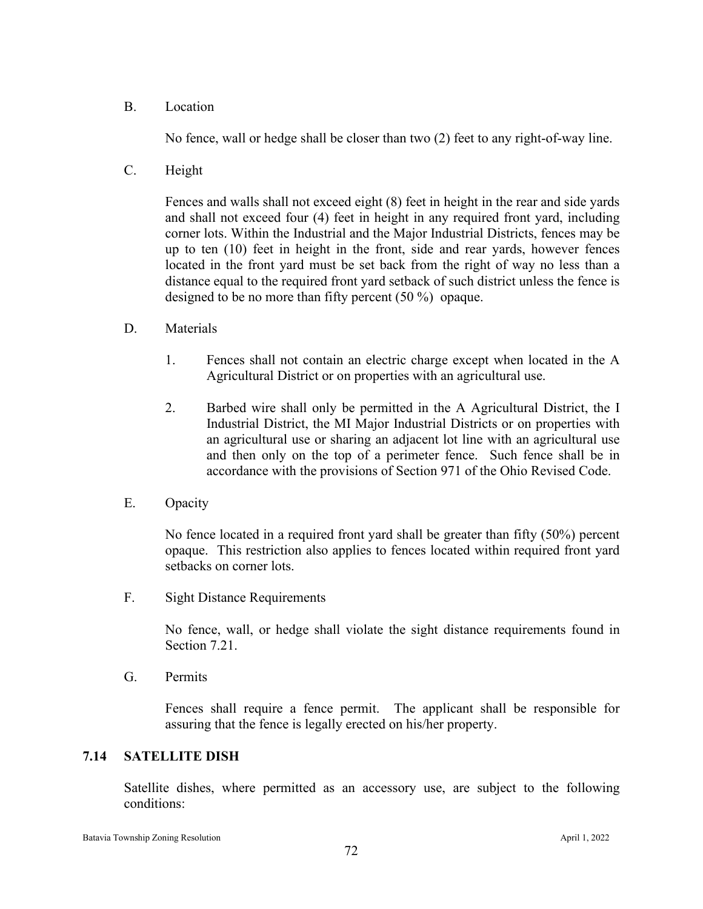B. Location

No fence, wall or hedge shall be closer than two (2) feet to any right-of-way line.

C. Height

Fences and walls shall not exceed eight (8) feet in height in the rear and side yards and shall not exceed four (4) feet in height in any required front yard, including corner lots. Within the Industrial and the Major Industrial Districts, fences may be up to ten (10) feet in height in the front, side and rear yards, however fences located in the front yard must be set back from the right of way no less than a distance equal to the required front yard setback of such district unless the fence is designed to be no more than fifty percent (50 %) opaque.

D. Materials

1. Fences shall not contain an electric charge except when located in the A Agricultural District or on properties with an agricultural use.

2. Barbed wire shall only be permitted in the A Agricultural District, the I Industrial District, the MI Major Industrial Districts or on properties with an agricultural use or sharing an adjacent lot line with an agricultural use and then only on the top of a perimeter fence. Such fence shall be in accordance with the provisions of Section 971 of the Ohio Revised Code.

E. Opacity

No fence located in a required front yard shall be greater than fifty (50%) percent opaque. This restriction also applies to fences located within required front yard setbacks on corner lots.

F. Sight Distance Requirements

No fence, wall, or hedge shall violate the sight distance requirements found in Section 7.21.

G. Permits

Fences shall require a fence permit. The applicant shall be responsible for assuring that the fence is legally erected on his/her property.

## 7.14 SATELLITE DISH

Satellite dishes, where permitted as an accessory use, are subject to the following conditions: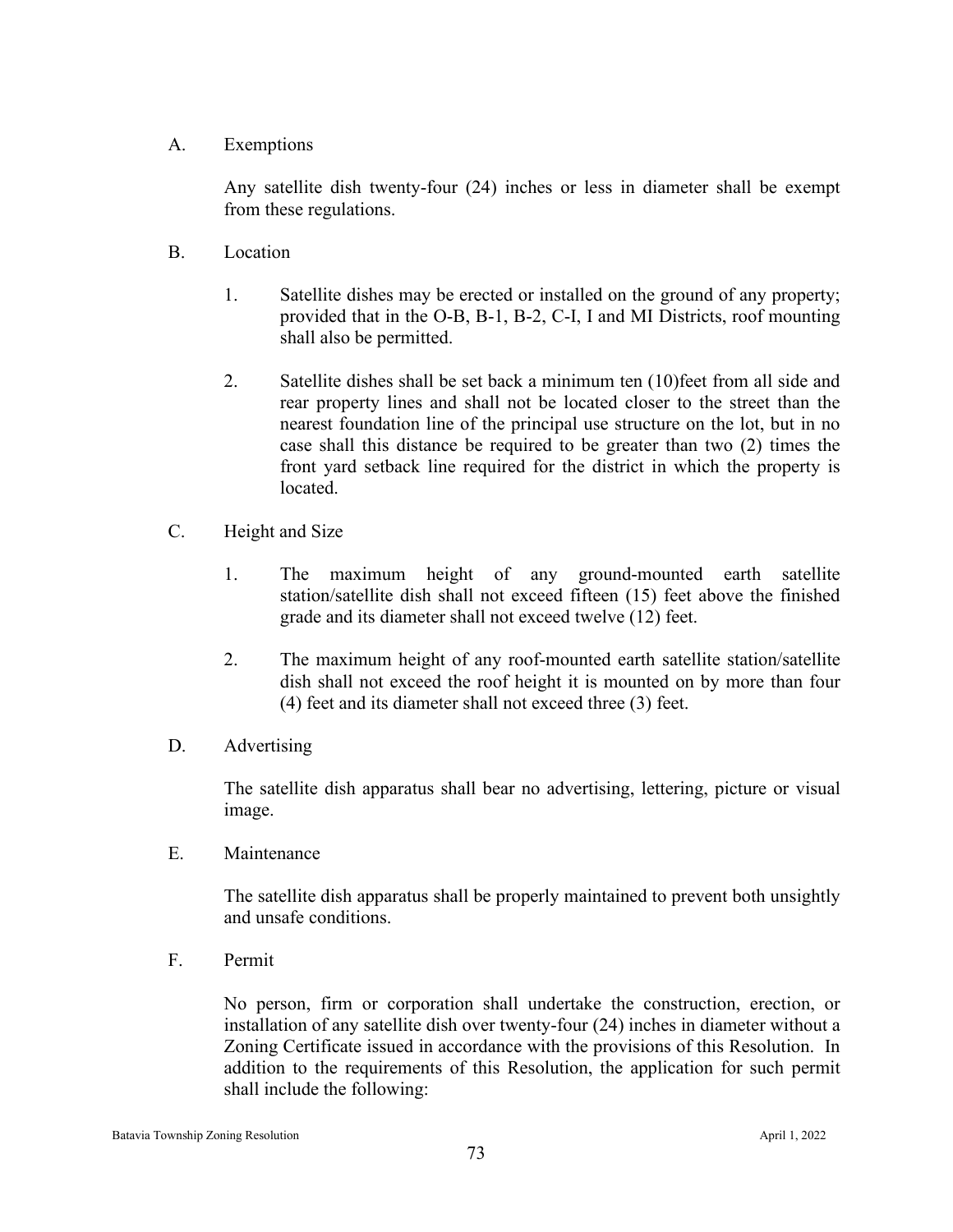A. Exemptions

Any satellite dish twenty-four (24) inches or less in diameter shall be exempt from these regulations.

B. Location

1. Satellite dishes may be erected or installed on the ground of any property; provided that in the O-B, B-1, B-2, C-I, I and MI Districts, roof mounting shall also be permitted.

2. Satellite dishes shall be set back a minimum ten (10)feet from all side and rear property lines and shall not be located closer to the street than the nearest foundation line of the principal use structure on the lot, but in no case shall this distance be required to be greater than two (2) times the front yard setback line required for the district in which the property is located.

C. Height and Size

1. The maximum height of any ground-mounted earth satellite station/satellite dish shall not exceed fifteen (15) feet above the finished grade and its diameter shall not exceed twelve (12) feet.

2. The maximum height of any roof-mounted earth satellite station/satellite dish shall not exceed the roof height it is mounted on by more than four (4) feet and its diameter shall not exceed three (3) feet.

D. Advertising

The satellite dish apparatus shall bear no advertising, lettering, picture or visual image.

E. Maintenance

The satellite dish apparatus shall be properly maintained to prevent both unsightly and unsafe conditions.

F. Permit

No person, firm or corporation shall undertake the construction, erection, or installation of any satellite dish over twenty-four (24) inches in diameter without a Zoning Certificate issued in accordance with the provisions of this Resolution. In addition to the requirements of this Resolution, the application for such permit shall include the following: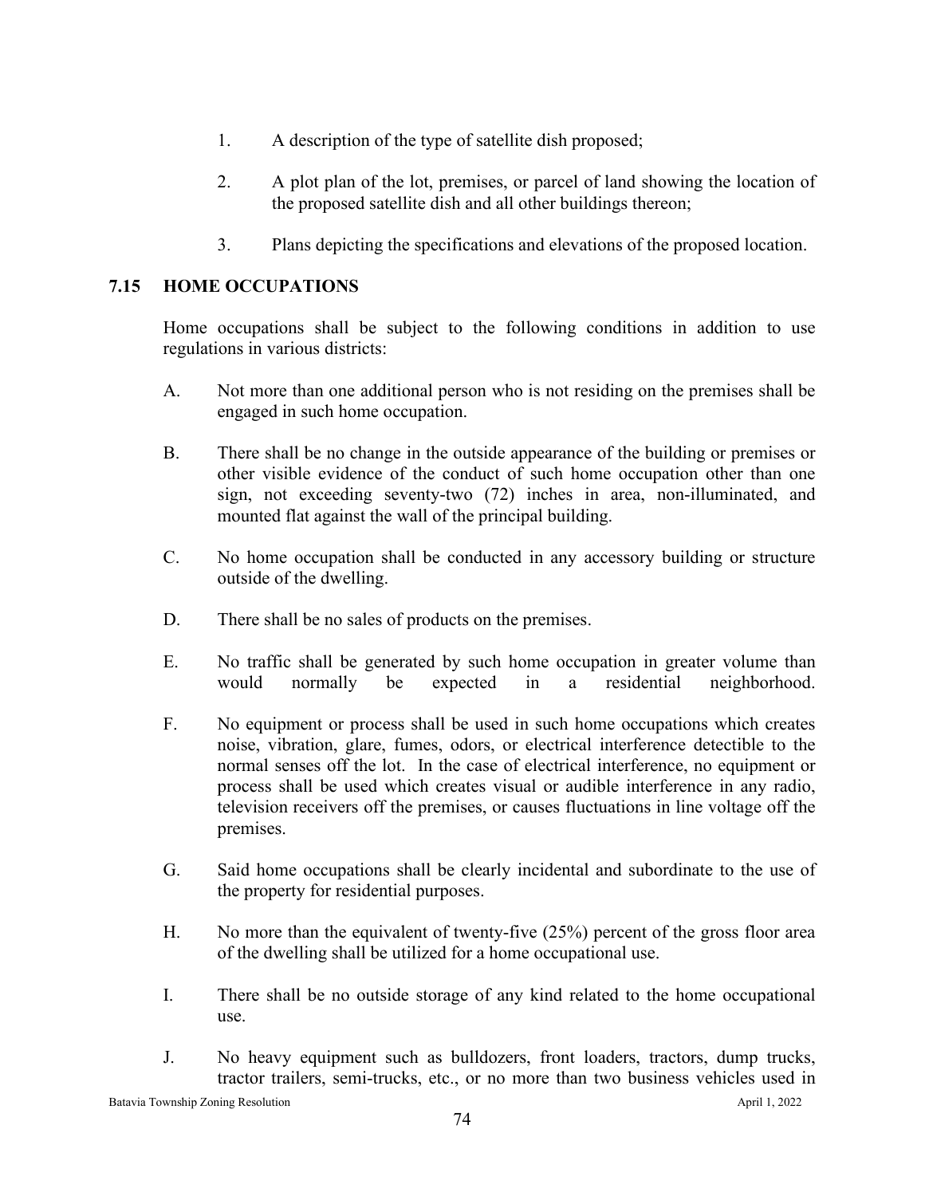1. A description of the type of satellite dish proposed;

2. A plot plan of the lot, premises, or parcel of land showing the location of the proposed satellite dish and all other buildings thereon;

3. Plans depicting the specifications and elevations of the proposed location.

## 7.15 HOME OCCUPATIONS

Home occupations shall be subject to the following conditions in addition to use regulations in various districts:

A. Not more than one additional person who is not residing on the premises shall be engaged in such home occupation.

B. There shall be no change in the outside appearance of the building or premises or other visible evidence of the conduct of such home occupation other than one sign, not exceeding seventy-two (72) inches in area, non-illuminated, and mounted flat against the wall of the principal building.

C. No home occupation shall be conducted in any accessory building or structure outside of the dwelling.

D. There shall be no sales of products on the premises.

E. No traffic shall be generated by such home occupation in greater volume than would normally be expected in a residential neighborhood.

F. No equipment or process shall be used in such home occupations which creates noise, vibration, glare, fumes, odors, or electrical interference detectible to the normal senses off the lot. In the case of electrical interference, no equipment or process shall be used which creates visual or audible interference in any radio, television receivers off the premises, or causes fluctuations in line voltage off the premises.

G. Said home occupations shall be clearly incidental and subordinate to the use of the property for residential purposes.

H. No more than the equivalent of twenty-five (25%) percent of the gross floor area of the dwelling shall be utilized for a home occupational use.

I. There shall be no outside storage of any kind related to the home occupational use.

J. No heavy equipment such as bulldozers, front loaders, tractors, dump trucks, tractor trailers, semi-trucks, etc., or no more than two business vehicles used in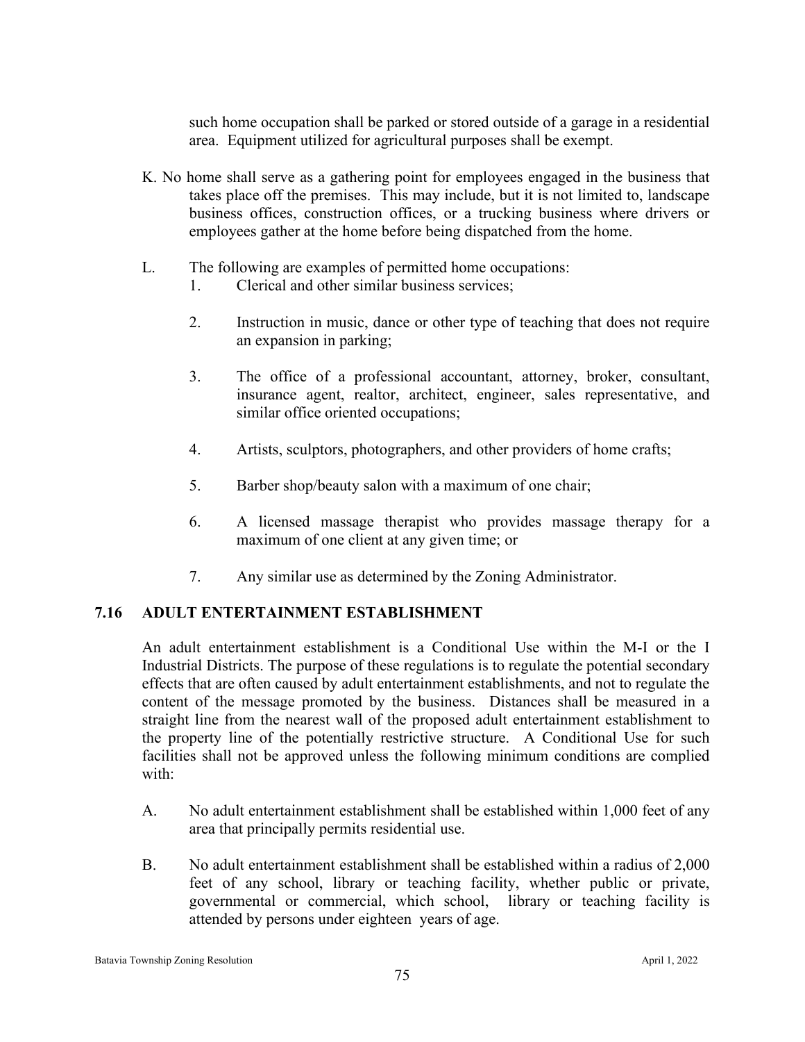such home occupation shall be parked or stored outside of a garage in a residential area. Equipment utilized for agricultural purposes shall be exempt.

K. No home shall serve as a gathering point for employees engaged in the business that takes place off the premises. This may include, but it is not limited to, landscape business offices, construction offices, or a trucking business where drivers or employees gather at the home before being dispatched from the home.

L. The following are examples of permitted home occupations:

1. Clerical and other similar business services;
2. Instruction in music, dance or other type of teaching that does not require an expansion in parking;
3. The office of a professional accountant, attorney, broker, consultant, insurance agent, realtor, architect, engineer, sales representative, and similar office oriented occupations;
4. Artists, sculptors, photographers, and other providers of home crafts;
5. Barber shop/beauty salon with a maximum of one chair;
6. A licensed massage therapist who provides massage therapy for a maximum of one client at any given time; or
7. Any similar use as determined by the Zoning Administrator.

## 7.16 ADULT ENTERTAINMENT ESTABLISHMENT

An adult entertainment establishment is a Conditional Use within the M-I or the I Industrial Districts. The purpose of these regulations is to regulate the potential secondary effects that are often caused by adult entertainment establishments, and not to regulate the content of the message promoted by the business. Distances shall be measured in a straight line from the nearest wall of the proposed adult entertainment establishment to the property line of the potentially restrictive structure. A Conditional Use for such facilities shall not be approved unless the following minimum conditions are complied with:

A. No adult entertainment establishment shall be established within 1,000 feet of any area that principally permits residential use.

B. No adult entertainment establishment shall be established within a radius of 2,000 feet of any school, library or teaching facility, whether public or private, governmental or commercial, which school, library or teaching facility is attended by persons under eighteen years of age.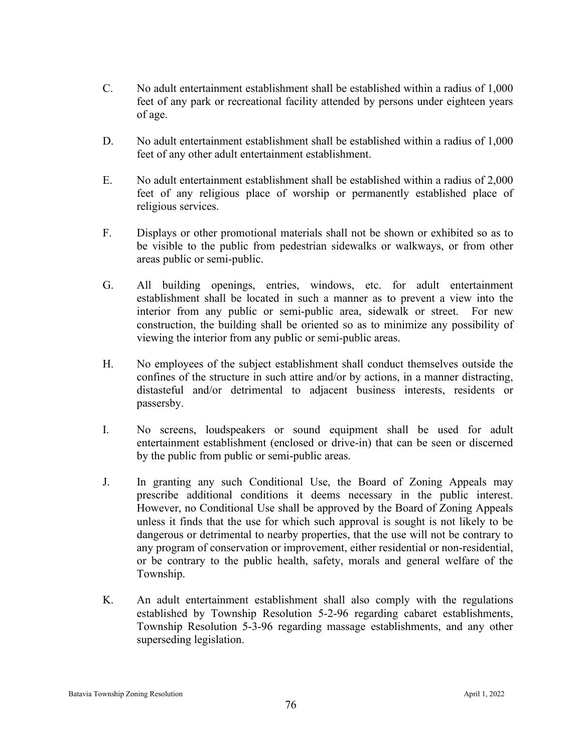C. No adult entertainment establishment shall be established within a radius of 1,000 feet of any park or recreational facility attended by persons under eighteen years of age.

D. No adult entertainment establishment shall be established within a radius of 1,000 feet of any other adult entertainment establishment.

E. No adult entertainment establishment shall be established within a radius of 2,000 feet of any religious place of worship or permanently established place of religious services.

F. Displays or other promotional materials shall not be shown or exhibited so as to be visible to the public from pedestrian sidewalks or walkways, or from other areas public or semi-public.

G. All building openings, entries, windows, etc. for adult entertainment establishment shall be located in such a manner as to prevent a view into the interior from any public or semi-public area, sidewalk or street. For new construction, the building shall be oriented so as to minimize any possibility of viewing the interior from any public or semi-public areas.

H. No employees of the subject establishment shall conduct themselves outside the confines of the structure in such attire and/or by actions, in a manner distracting, distasteful and/or detrimental to adjacent business interests, residents or passersby.

I. No screens, loudspeakers or sound equipment shall be used for adult entertainment establishment (enclosed or drive-in) that can be seen or discerned by the public from public or semi-public areas.

J. In granting any such Conditional Use, the Board of Zoning Appeals may prescribe additional conditions it deems necessary in the public interest. However, no Conditional Use shall be approved by the Board of Zoning Appeals unless it finds that the use for which such approval is sought is not likely to be dangerous or detrimental to nearby properties, that the use will not be contrary to any program of conservation or improvement, either residential or non-residential, or be contrary to the public health, safety, morals and general welfare of the Township.

K. An adult entertainment establishment shall also comply with the regulations established by Township Resolution 5-2-96 regarding cabaret establishments, Township Resolution 5-3-96 regarding massage establishments, and any other superseding legislation.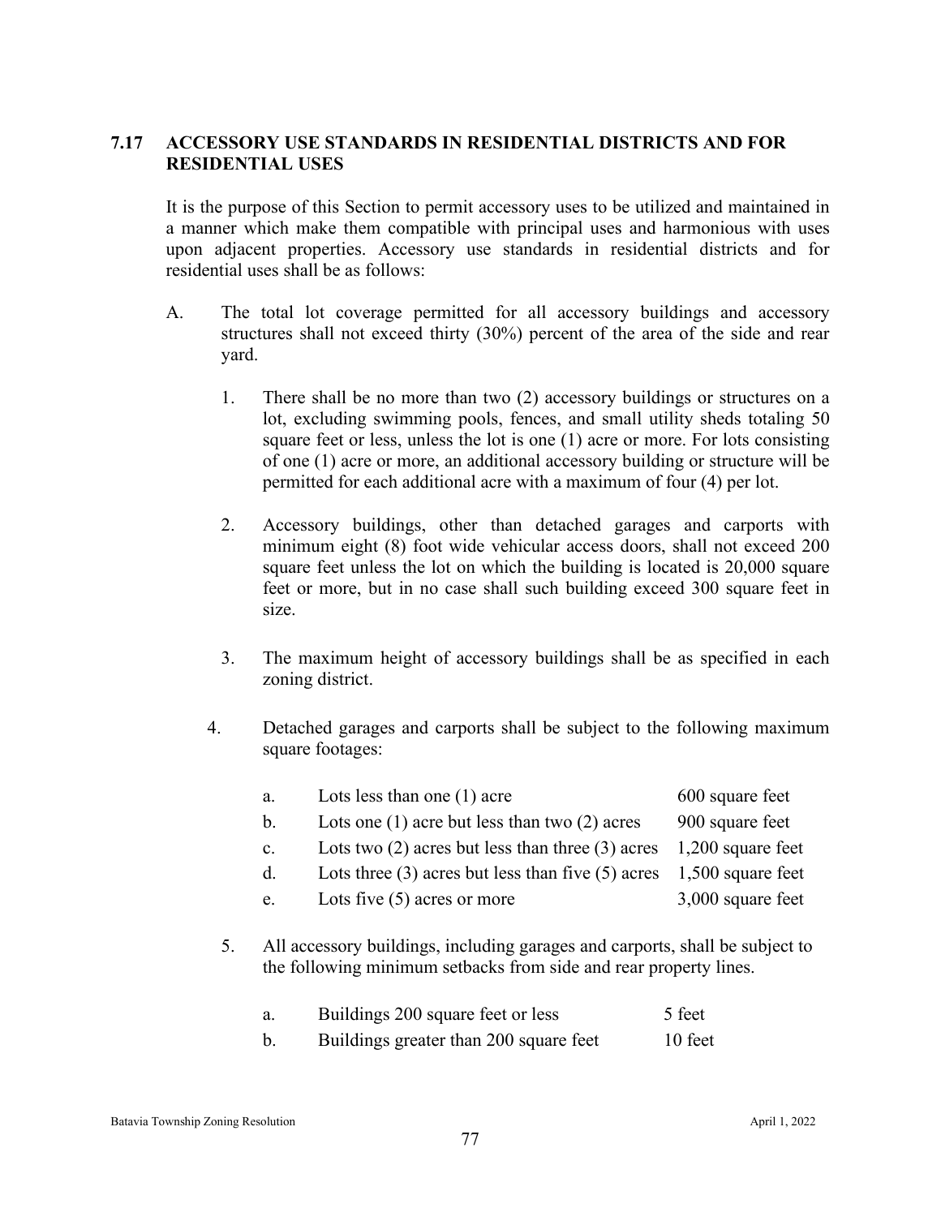## 7.17 ACCESSORY USE STANDARDS IN RESIDENTIAL DISTRICTS AND FOR RESIDENTIAL USES

It is the purpose of this Section to permit accessory uses to be utilized and maintained in a manner which make them compatible with principal uses and harmonious with uses upon adjacent properties. Accessory use standards in residential districts and for residential uses shall be as follows:

A. The total lot coverage permitted for all accessory buildings and accessory structures shall not exceed thirty (30%) percent of the area of the side and rear yard.

   1. There shall be no more than two (2) accessory buildings or structures on a lot, excluding swimming pools, fences, and small utility sheds totaling 50 square feet or less, unless the lot is one (1) acre or more. For lots consisting of one (1) acre or more, an additional accessory building or structure will be permitted for each additional acre with a maximum of four (4) per lot.

   2. Accessory buildings, other than detached garages and carports with minimum eight (8) foot wide vehicular access doors, shall not exceed 200 square feet unless the lot on which the building is located is 20,000 square feet or more, but in no case shall such building exceed 300 square feet in size.

   3. The maximum height of accessory buildings shall be as specified in each zoning district.

   4. Detached garages and carports shall be subject to the following maximum square footages:

| | | |
|---|---|---|
| a. | Lots less than one (1) acre | 600 square feet |
| b. | Lots one (1) acre but less than two (2) acres | 900 square feet |
| c. | Lots two (2) acres but less than three (3) acres | 1,200 square feet |
| d. | Lots three (3) acres but less than five (5) acres | 1,500 square feet |
| e. | Lots five (5) acres or more | 3,000 square feet |

   5. All accessory buildings, including garages and carports, shall be subject to the following minimum setbacks from side and rear property lines.

| | | |
|---|---|---|
| a. | Buildings 200 square feet or less | 5 feet |
| b. | Buildings greater than 200 square feet | 10 feet |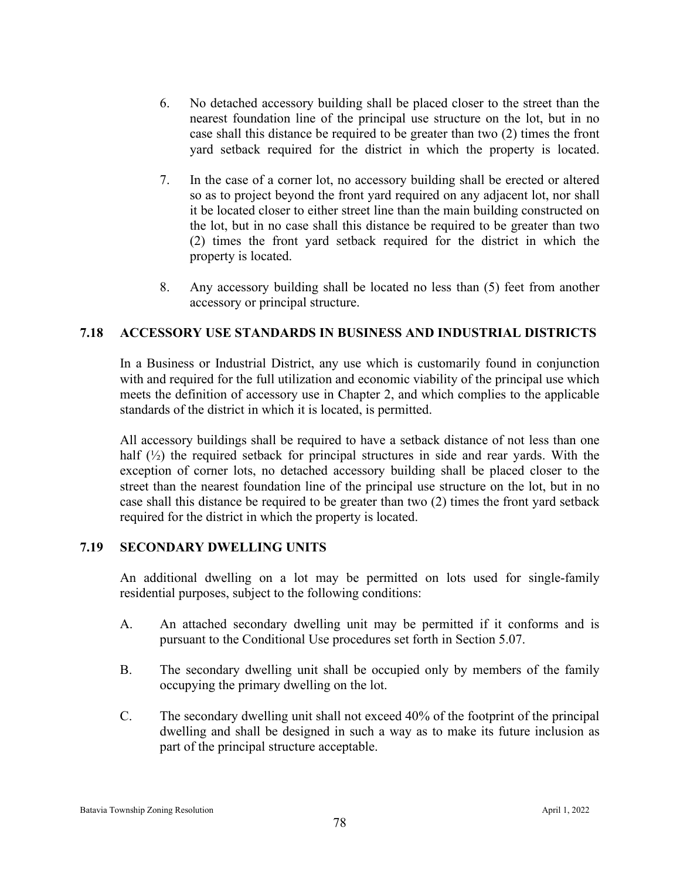6. No detached accessory building shall be placed closer to the street than the nearest foundation line of the principal use structure on the lot, but in no case shall this distance be required to be greater than two (2) times the front yard setback required for the district in which the property is located.

7. In the case of a corner lot, no accessory building shall be erected or altered so as to project beyond the front yard required on any adjacent lot, nor shall it be located closer to either street line than the main building constructed on the lot, but in no case shall this distance be required to be greater than two (2) times the front yard setback required for the district in which the property is located.

8. Any accessory building shall be located no less than (5) feet from another accessory or principal structure.

## 7.18 ACCESSORY USE STANDARDS IN BUSINESS AND INDUSTRIAL DISTRICTS

In a Business or Industrial District, any use which is customarily found in conjunction with and required for the full utilization and economic viability of the principal use which meets the definition of accessory use in Chapter 2, and which complies to the applicable standards of the district in which it is located, is permitted.

All accessory buildings shall be required to have a setback distance of not less than one half (½) the required setback for principal structures in side and rear yards. With the exception of corner lots, no detached accessory building shall be placed closer to the street than the nearest foundation line of the principal use structure on the lot, but in no case shall this distance be required to be greater than two (2) times the front yard setback required for the district in which the property is located.

## 7.19 SECONDARY DWELLING UNITS

An additional dwelling on a lot may be permitted on lots used for single-family residential purposes, subject to the following conditions:

A. An attached secondary dwelling unit may be permitted if it conforms and is pursuant to the Conditional Use procedures set forth in Section 5.07.

B. The secondary dwelling unit shall be occupied only by members of the family occupying the primary dwelling on the lot.

C. The secondary dwelling unit shall not exceed 40% of the footprint of the principal dwelling and shall be designed in such a way as to make its future inclusion as part of the principal structure acceptable.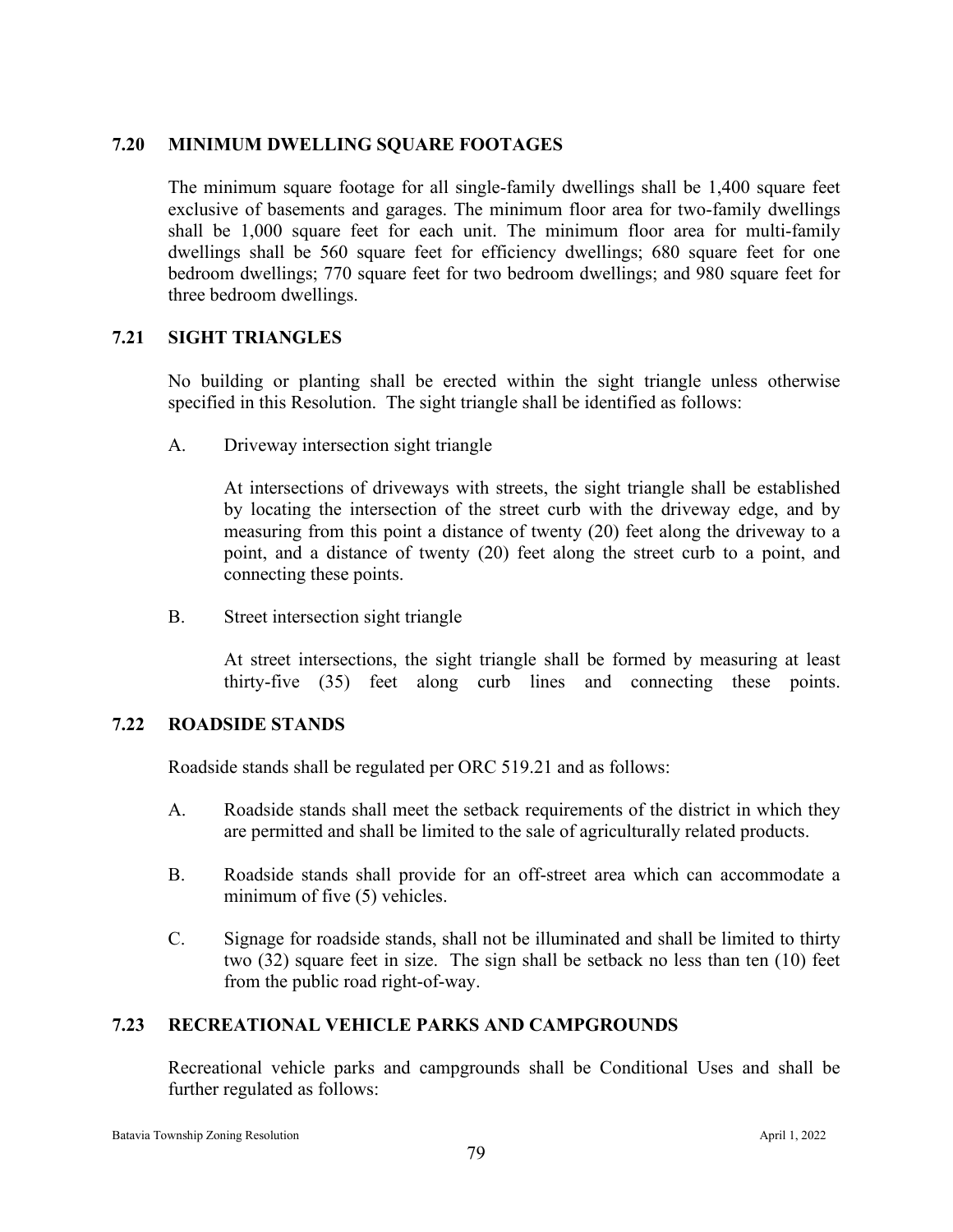## 7.20 MINIMUM DWELLING SQUARE FOOTAGES

The minimum square footage for all single-family dwellings shall be 1,400 square feet exclusive of basements and garages. The minimum floor area for two-family dwellings shall be 1,000 square feet for each unit. The minimum floor area for multi-family dwellings shall be 560 square feet for efficiency dwellings; 680 square feet for one bedroom dwellings; 770 square feet for two bedroom dwellings; and 980 square feet for three bedroom dwellings.

## 7.21 SIGHT TRIANGLES

No building or planting shall be erected within the sight triangle unless otherwise specified in this Resolution. The sight triangle shall be identified as follows:

A. Driveway intersection sight triangle

At intersections of driveways with streets, the sight triangle shall be established by locating the intersection of the street curb with the driveway edge, and by measuring from this point a distance of twenty (20) feet along the driveway to a point, and a distance of twenty (20) feet along the street curb to a point, and connecting these points.

B. Street intersection sight triangle

At street intersections, the sight triangle shall be formed by measuring at least thirty-five (35) feet along curb lines and connecting these points.

## 7.22 ROADSIDE STANDS

Roadside stands shall be regulated per ORC 519.21 and as follows:

A. Roadside stands shall meet the setback requirements of the district in which they are permitted and shall be limited to the sale of agriculturally related products.

B. Roadside stands shall provide for an off-street area which can accommodate a minimum of five (5) vehicles.

C. Signage for roadside stands, shall not be illuminated and shall be limited to thirty two (32) square feet in size. The sign shall be setback no less than ten (10) feet from the public road right-of-way.

## 7.23 RECREATIONAL VEHICLE PARKS AND CAMPGROUNDS

Recreational vehicle parks and campgrounds shall be Conditional Uses and shall be further regulated as follows: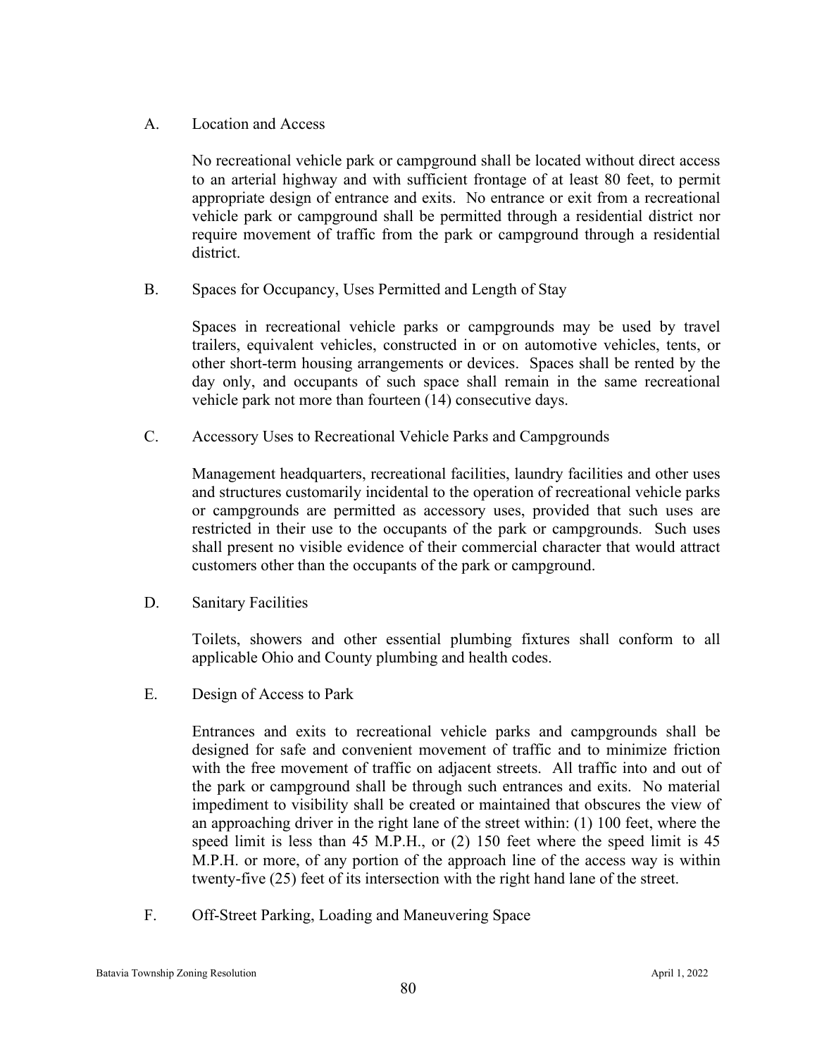A. Location and Access

No recreational vehicle park or campground shall be located without direct access to an arterial highway and with sufficient frontage of at least 80 feet, to permit appropriate design of entrance and exits. No entrance or exit from a recreational vehicle park or campground shall be permitted through a residential district nor require movement of traffic from the park or campground through a residential district.

B. Spaces for Occupancy, Uses Permitted and Length of Stay

Spaces in recreational vehicle parks or campgrounds may be used by travel trailers, equivalent vehicles, constructed in or on automotive vehicles, tents, or other short-term housing arrangements or devices. Spaces shall be rented by the day only, and occupants of such space shall remain in the same recreational vehicle park not more than fourteen (14) consecutive days.

C. Accessory Uses to Recreational Vehicle Parks and Campgrounds

Management headquarters, recreational facilities, laundry facilities and other uses and structures customarily incidental to the operation of recreational vehicle parks or campgrounds are permitted as accessory uses, provided that such uses are restricted in their use to the occupants of the park or campgrounds. Such uses shall present no visible evidence of their commercial character that would attract customers other than the occupants of the park or campground.

D. Sanitary Facilities

Toilets, showers and other essential plumbing fixtures shall conform to all applicable Ohio and County plumbing and health codes.

E. Design of Access to Park

Entrances and exits to recreational vehicle parks and campgrounds shall be designed for safe and convenient movement of traffic and to minimize friction with the free movement of traffic on adjacent streets. All traffic into and out of the park or campground shall be through such entrances and exits. No material impediment to visibility shall be created or maintained that obscures the view of an approaching driver in the right lane of the street within: (1) 100 feet, where the speed limit is less than 45 M.P.H., or (2) 150 feet where the speed limit is 45 M.P.H. or more, of any portion of the approach line of the access way is within twenty-five (25) feet of its intersection with the right hand lane of the street.

F. Off-Street Parking, Loading and Maneuvering Space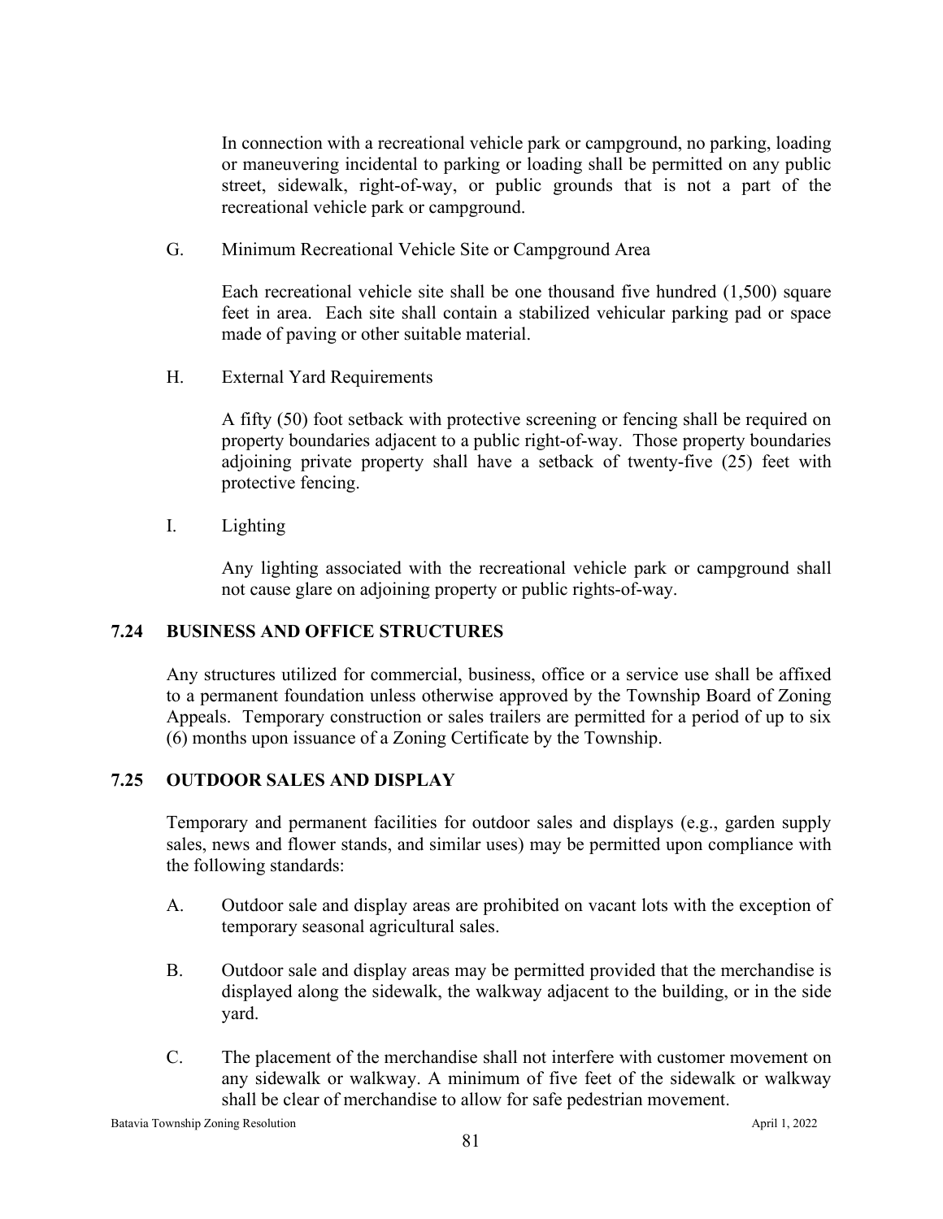In connection with a recreational vehicle park or campground, no parking, loading or maneuvering incidental to parking or loading shall be permitted on any public street, sidewalk, right-of-way, or public grounds that is not a part of the recreational vehicle park or campground.

G. Minimum Recreational Vehicle Site or Campground Area

Each recreational vehicle site shall be one thousand five hundred (1,500) square feet in area. Each site shall contain a stabilized vehicular parking pad or space made of paving or other suitable material.

H. External Yard Requirements

A fifty (50) foot setback with protective screening or fencing shall be required on property boundaries adjacent to a public right-of-way. Those property boundaries adjoining private property shall have a setback of twenty-five (25) feet with protective fencing.

I. Lighting

Any lighting associated with the recreational vehicle park or campground shall not cause glare on adjoining property or public rights-of-way.

## 7.24 BUSINESS AND OFFICE STRUCTURES

Any structures utilized for commercial, business, office or a service use shall be affixed to a permanent foundation unless otherwise approved by the Township Board of Zoning Appeals. Temporary construction or sales trailers are permitted for a period of up to six (6) months upon issuance of a Zoning Certificate by the Township.

## 7.25 OUTDOOR SALES AND DISPLAY

Temporary and permanent facilities for outdoor sales and displays (e.g., garden supply sales, news and flower stands, and similar uses) may be permitted upon compliance with the following standards:

A. Outdoor sale and display areas are prohibited on vacant lots with the exception of temporary seasonal agricultural sales.

B. Outdoor sale and display areas may be permitted provided that the merchandise is displayed along the sidewalk, the walkway adjacent to the building, or in the side yard.

C. The placement of the merchandise shall not interfere with customer movement on any sidewalk or walkway. A minimum of five feet of the sidewalk or walkway shall be clear of merchandise to allow for safe pedestrian movement.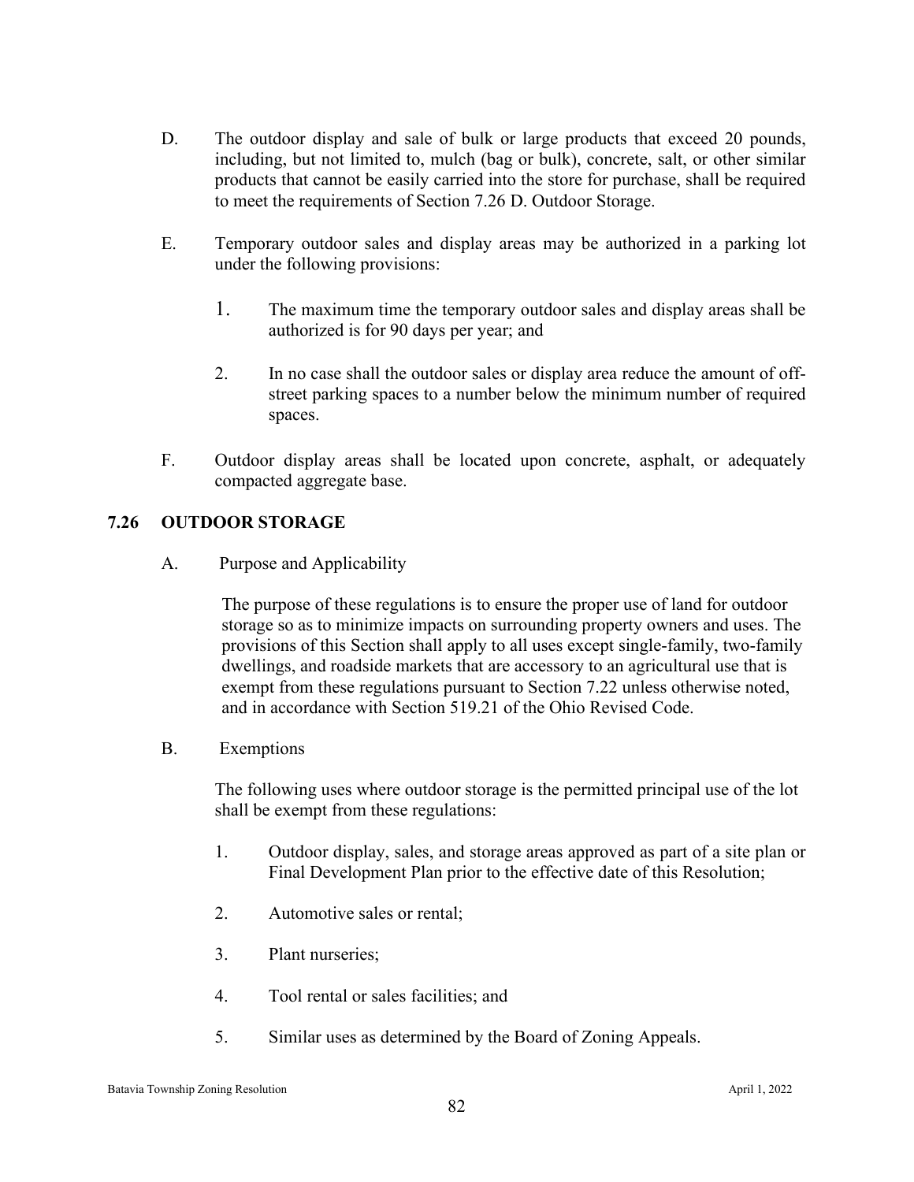D. The outdoor display and sale of bulk or large products that exceed 20 pounds, including, but not limited to, mulch (bag or bulk), concrete, salt, or other similar products that cannot be easily carried into the store for purchase, shall be required to meet the requirements of Section 7.26 D. Outdoor Storage.

E. Temporary outdoor sales and display areas may be authorized in a parking lot under the following provisions:

1. The maximum time the temporary outdoor sales and display areas shall be authorized is for 90 days per year; and

2. In no case shall the outdoor sales or display area reduce the amount of off-street parking spaces to a number below the minimum number of required spaces.

F. Outdoor display areas shall be located upon concrete, asphalt, or adequately compacted aggregate base.

## 7.26 OUTDOOR STORAGE

A. Purpose and Applicability

The purpose of these regulations is to ensure the proper use of land for outdoor storage so as to minimize impacts on surrounding property owners and uses. The provisions of this Section shall apply to all uses except single-family, two-family dwellings, and roadside markets that are accessory to an agricultural use that is exempt from these regulations pursuant to Section 7.22 unless otherwise noted, and in accordance with Section 519.21 of the Ohio Revised Code.

B. Exemptions

The following uses where outdoor storage is the permitted principal use of the lot shall be exempt from these regulations:

1. Outdoor display, sales, and storage areas approved as part of a site plan or Final Development Plan prior to the effective date of this Resolution;

2. Automotive sales or rental;

3. Plant nurseries;

4. Tool rental or sales facilities; and

5. Similar uses as determined by the Board of Zoning Appeals.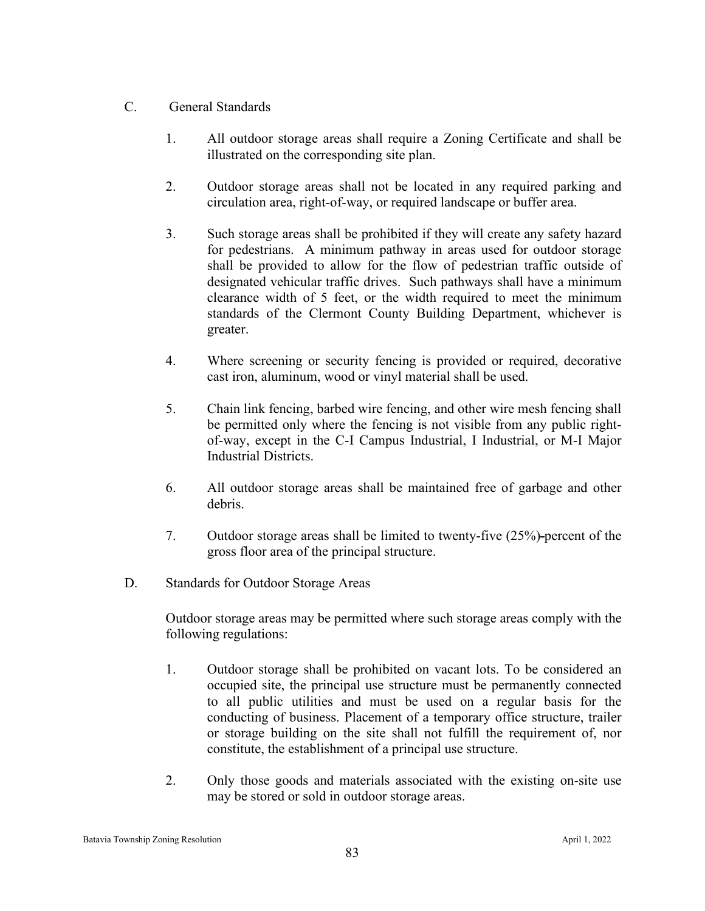C. General Standards

1. All outdoor storage areas shall require a Zoning Certificate and shall be illustrated on the corresponding site plan.

2. Outdoor storage areas shall not be located in any required parking and circulation area, right-of-way, or required landscape or buffer area.

3. Such storage areas shall be prohibited if they will create any safety hazard for pedestrians. A minimum pathway in areas used for outdoor storage shall be provided to allow for the flow of pedestrian traffic outside of designated vehicular traffic drives. Such pathways shall have a minimum clearance width of 5 feet, or the width required to meet the minimum standards of the Clermont County Building Department, whichever is greater.

4. Where screening or security fencing is provided or required, decorative cast iron, aluminum, wood or vinyl material shall be used.

5. Chain link fencing, barbed wire fencing, and other wire mesh fencing shall be permitted only where the fencing is not visible from any public right-of-way, except in the C-I Campus Industrial, I Industrial, or M-I Major Industrial Districts.

6. All outdoor storage areas shall be maintained free of garbage and other debris.

7. Outdoor storage areas shall be limited to twenty-five (25%) percent of the gross floor area of the principal structure.

D. Standards for Outdoor Storage Areas

Outdoor storage areas may be permitted where such storage areas comply with the following regulations:

1. Outdoor storage shall be prohibited on vacant lots. To be considered an occupied site, the principal use structure must be permanently connected to all public utilities and must be used on a regular basis for the conducting of business. Placement of a temporary office structure, trailer or storage building on the site shall not fulfill the requirement of, nor constitute, the establishment of a principal use structure.

2. Only those goods and materials associated with the existing on-site use may be stored or sold in outdoor storage areas.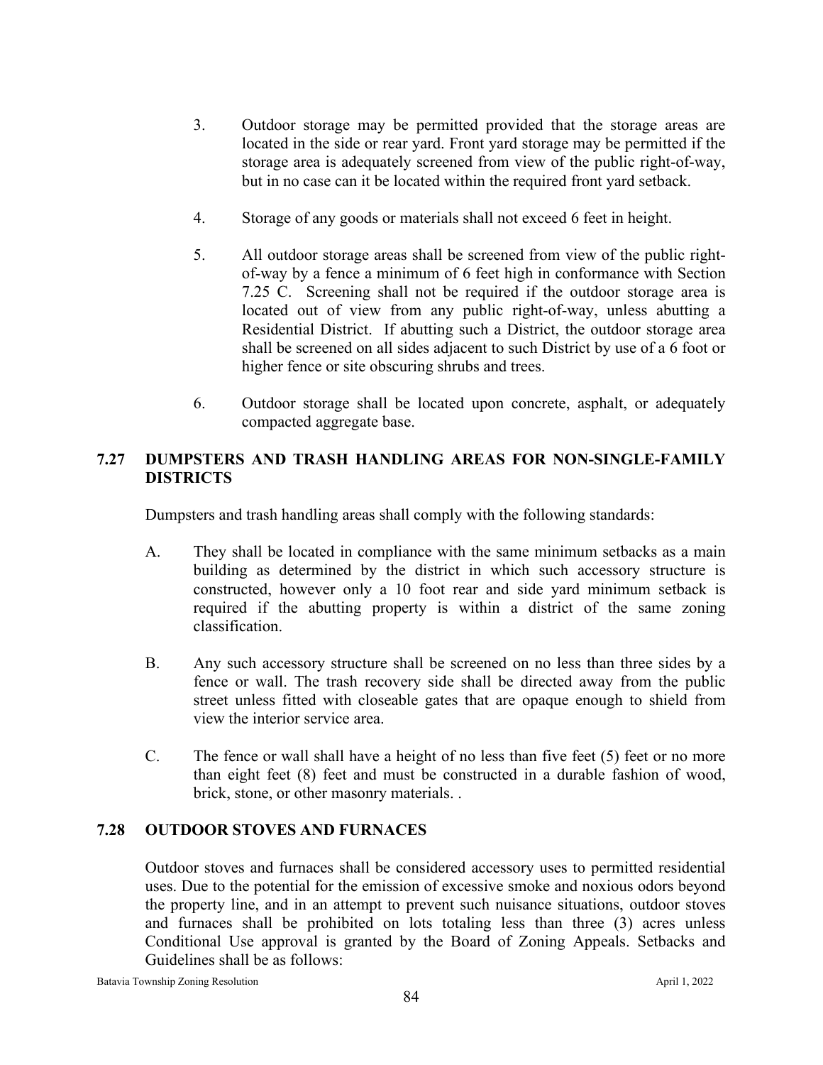3. Outdoor storage may be permitted provided that the storage areas are located in the side or rear yard. Front yard storage may be permitted if the storage area is adequately screened from view of the public right-of-way, but in no case can it be located within the required front yard setback.

4. Storage of any goods or materials shall not exceed 6 feet in height.

5. All outdoor storage areas shall be screened from view of the public right-of-way by a fence a minimum of 6 feet high in conformance with Section 7.25 C. Screening shall not be required if the outdoor storage area is located out of view from any public right-of-way, unless abutting a Residential District. If abutting such a District, the outdoor storage area shall be screened on all sides adjacent to such District by use of a 6 foot or higher fence or site obscuring shrubs and trees.

6. Outdoor storage shall be located upon concrete, asphalt, or adequately compacted aggregate base.

## 7.27 DUMPSTERS AND TRASH HANDLING AREAS FOR NON-SINGLE-FAMILY DISTRICTS

Dumpsters and trash handling areas shall comply with the following standards:

A. They shall be located in compliance with the same minimum setbacks as a main building as determined by the district in which such accessory structure is constructed, however only a 10 foot rear and side yard minimum setback is required if the abutting property is within a district of the same zoning classification.

B. Any such accessory structure shall be screened on no less than three sides by a fence or wall. The trash recovery side shall be directed away from the public street unless fitted with closeable gates that are opaque enough to shield from view the interior service area.

C. The fence or wall shall have a height of no less than five feet (5) feet or no more than eight feet (8) feet and must be constructed in a durable fashion of wood, brick, stone, or other masonry materials. .

## 7.28 OUTDOOR STOVES AND FURNACES

Outdoor stoves and furnaces shall be considered accessory uses to permitted residential uses. Due to the potential for the emission of excessive smoke and noxious odors beyond the property line, and in an attempt to prevent such nuisance situations, outdoor stoves and furnaces shall be prohibited on lots totaling less than three (3) acres unless Conditional Use approval is granted by the Board of Zoning Appeals. Setbacks and Guidelines shall be as follows: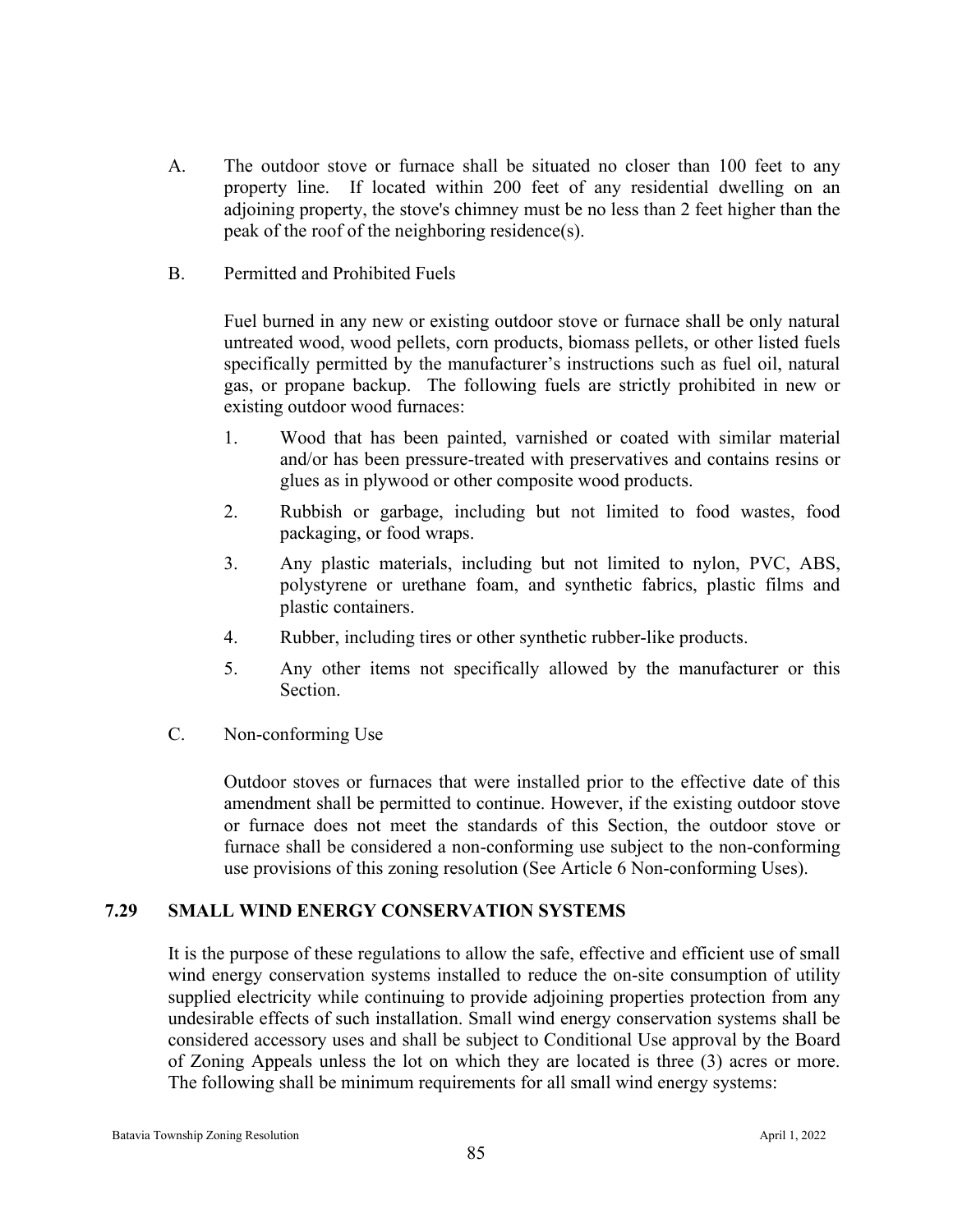A. The outdoor stove or furnace shall be situated no closer than 100 feet to any property line. If located within 200 feet of any residential dwelling on an adjoining property, the stove's chimney must be no less than 2 feet higher than the peak of the roof of the neighboring residence(s).

B. Permitted and Prohibited Fuels

Fuel burned in any new or existing outdoor stove or furnace shall be only natural untreated wood, wood pellets, corn products, biomass pellets, or other listed fuels specifically permitted by the manufacturer's instructions such as fuel oil, natural gas, or propane backup. The following fuels are strictly prohibited in new or existing outdoor wood furnaces:

1. Wood that has been painted, varnished or coated with similar material and/or has been pressure-treated with preservatives and contains resins or glues as in plywood or other composite wood products.
2. Rubbish or garbage, including but not limited to food wastes, food packaging, or food wraps.
3. Any plastic materials, including but not limited to nylon, PVC, ABS, polystyrene or urethane foam, and synthetic fabrics, plastic films and plastic containers.
4. Rubber, including tires or other synthetic rubber-like products.
5. Any other items not specifically allowed by the manufacturer or this Section.

C. Non-conforming Use

Outdoor stoves or furnaces that were installed prior to the effective date of this amendment shall be permitted to continue. However, if the existing outdoor stove or furnace does not meet the standards of this Section, the outdoor stove or furnace shall be considered a non-conforming use subject to the non-conforming use provisions of this zoning resolution (See Article 6 Non-conforming Uses).

## 7.29 SMALL WIND ENERGY CONSERVATION SYSTEMS

It is the purpose of these regulations to allow the safe, effective and efficient use of small wind energy conservation systems installed to reduce the on-site consumption of utility supplied electricity while continuing to provide adjoining properties protection from any undesirable effects of such installation. Small wind energy conservation systems shall be considered accessory uses and shall be subject to Conditional Use approval by the Board of Zoning Appeals unless the lot on which they are located is three (3) acres or more. The following shall be minimum requirements for all small wind energy systems: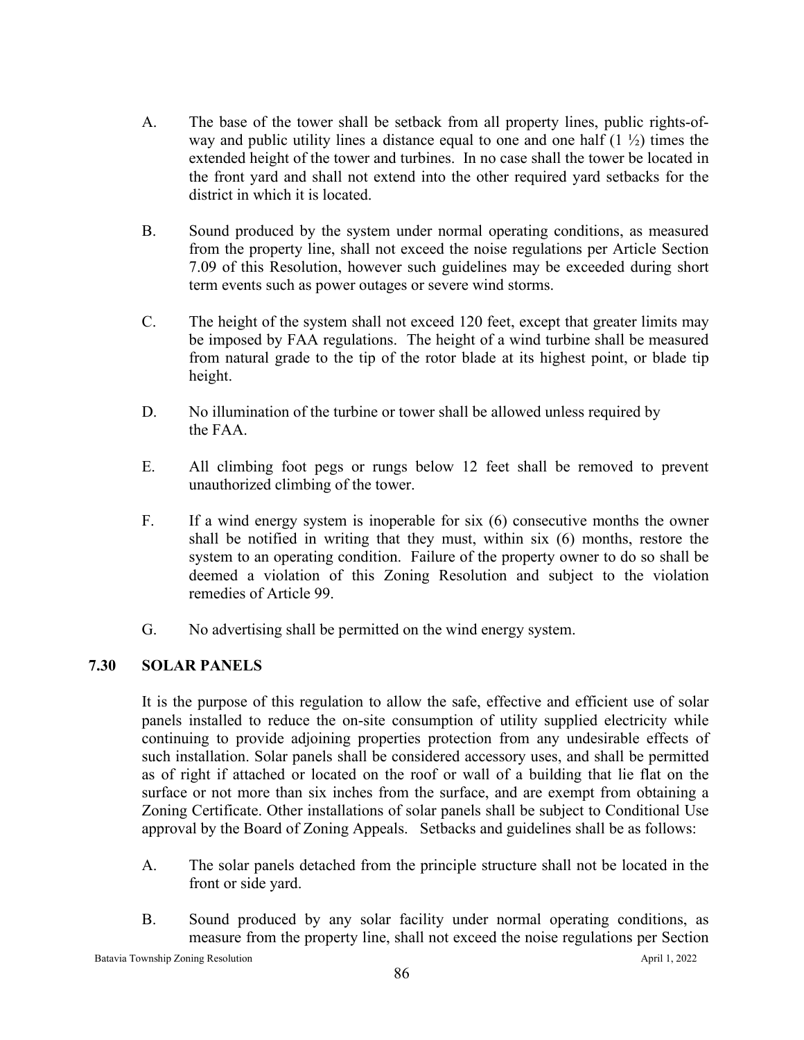A. The base of the tower shall be setback from all property lines, public rights-of-way and public utility lines a distance equal to one and one half (1 ½) times the extended height of the tower and turbines. In no case shall the tower be located in the front yard and shall not extend into the other required yard setbacks for the district in which it is located.

B. Sound produced by the system under normal operating conditions, as measured from the property line, shall not exceed the noise regulations per Article Section 7.09 of this Resolution, however such guidelines may be exceeded during short term events such as power outages or severe wind storms.

C. The height of the system shall not exceed 120 feet, except that greater limits may be imposed by FAA regulations. The height of a wind turbine shall be measured from natural grade to the tip of the rotor blade at its highest point, or blade tip height.

D. No illumination of the turbine or tower shall be allowed unless required by the FAA.

E. All climbing foot pegs or rungs below 12 feet shall be removed to prevent unauthorized climbing of the tower.

F. If a wind energy system is inoperable for six (6) consecutive months the owner shall be notified in writing that they must, within six (6) months, restore the system to an operating condition. Failure of the property owner to do so shall be deemed a violation of this Zoning Resolution and subject to the violation remedies of Article 99.

G. No advertising shall be permitted on the wind energy system.

## 7.30 SOLAR PANELS

It is the purpose of this regulation to allow the safe, effective and efficient use of solar panels installed to reduce the on-site consumption of utility supplied electricity while continuing to provide adjoining properties protection from any undesirable effects of such installation. Solar panels shall be considered accessory uses, and shall be permitted as of right if attached or located on the roof or wall of a building that lie flat on the surface or not more than six inches from the surface, and are exempt from obtaining a Zoning Certificate. Other installations of solar panels shall be subject to Conditional Use approval by the Board of Zoning Appeals. Setbacks and guidelines shall be as follows:

A. The solar panels detached from the principle structure shall not be located in the front or side yard.

B. Sound produced by any solar facility under normal operating conditions, as measure from the property line, shall not exceed the noise regulations per Section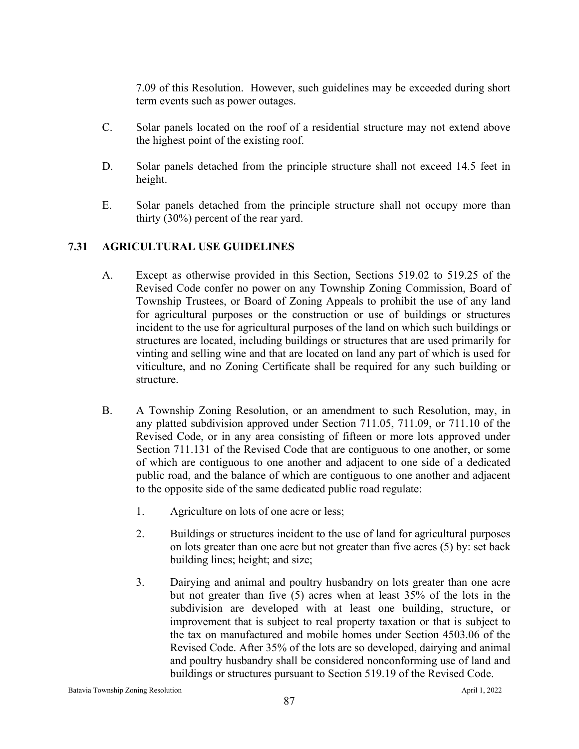7.09 of this Resolution. However, such guidelines may be exceeded during short term events such as power outages.

C. Solar panels located on the roof of a residential structure may not extend above the highest point of the existing roof.

D. Solar panels detached from the principle structure shall not exceed 14.5 feet in height.

E. Solar panels detached from the principle structure shall not occupy more than thirty (30%) percent of the rear yard.

## 7.31 AGRICULTURAL USE GUIDELINES

A. Except as otherwise provided in this Section, Sections 519.02 to 519.25 of the Revised Code confer no power on any Township Zoning Commission, Board of Township Trustees, or Board of Zoning Appeals to prohibit the use of any land for agricultural purposes or the construction or use of buildings or structures incident to the use for agricultural purposes of the land on which such buildings or structures are located, including buildings or structures that are used primarily for vinting and selling wine and that are located on land any part of which is used for viticulture, and no Zoning Certificate shall be required for any such building or structure.

B. A Township Zoning Resolution, or an amendment to such Resolution, may, in any platted subdivision approved under Section 711.05, 711.09, or 711.10 of the Revised Code, or in any area consisting of fifteen or more lots approved under Section 711.131 of the Revised Code that are contiguous to one another, or some of which are contiguous to one another and adjacent to one side of a dedicated public road, and the balance of which are contiguous to one another and adjacent to the opposite side of the same dedicated public road regulate:

1. Agriculture on lots of one acre or less;

2. Buildings or structures incident to the use of land for agricultural purposes on lots greater than one acre but not greater than five acres (5) by: set back building lines; height; and size;

3. Dairying and animal and poultry husbandry on lots greater than one acre but not greater than five (5) acres when at least 35% of the lots in the subdivision are developed with at least one building, structure, or improvement that is subject to real property taxation or that is subject to the tax on manufactured and mobile homes under Section 4503.06 of the Revised Code. After 35% of the lots are so developed, dairying and animal and poultry husbandry shall be considered nonconforming use of land and buildings or structures pursuant to Section 519.19 of the Revised Code.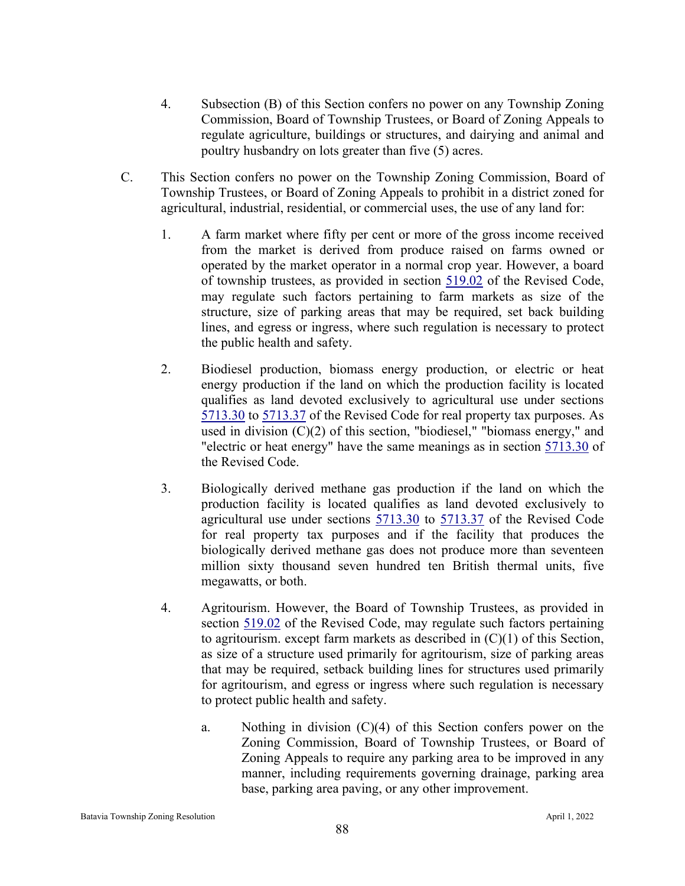4. Subsection (B) of this Section confers no power on any Township Zoning Commission, Board of Township Trustees, or Board of Zoning Appeals to regulate agriculture, buildings or structures, and dairying and animal and poultry husbandry on lots greater than five (5) acres.

C. This Section confers no power on the Township Zoning Commission, Board of Township Trustees, or Board of Zoning Appeals to prohibit in a district zoned for agricultural, industrial, residential, or commercial uses, the use of any land for:

1. A farm market where fifty per cent or more of the gross income received from the market is derived from produce raised on farms owned or operated by the market operator in a normal crop year. However, a board of township trustees, as provided in section 519.02 of the Revised Code, may regulate such factors pertaining to farm markets as size of the structure, size of parking areas that may be required, set back building lines, and egress or ingress, where such regulation is necessary to protect the public health and safety.

2. Biodiesel production, biomass energy production, or electric or heat energy production if the land on which the production facility is located qualifies as land devoted exclusively to agricultural use under sections 5713.30 to 5713.37 of the Revised Code for real property tax purposes. As used in division (C)(2) of this section, "biodiesel," "biomass energy," and "electric or heat energy" have the same meanings as in section 5713.30 of the Revised Code.

3. Biologically derived methane gas production if the land on which the production facility is located qualifies as land devoted exclusively to agricultural use under sections 5713.30 to 5713.37 of the Revised Code for real property tax purposes and if the facility that produces the biologically derived methane gas does not produce more than seventeen million sixty thousand seven hundred ten British thermal units, five megawatts, or both.

4. Agritourism. However, the Board of Township Trustees, as provided in section 519.02 of the Revised Code, may regulate such factors pertaining to agritourism. except farm markets as described in (C)(1) of this Section, as size of a structure used primarily for agritourism, size of parking areas that may be required, setback building lines for structures used primarily for agritourism, and egress or ingress where such regulation is necessary to protect public health and safety.

   a. Nothing in division (C)(4) of this Section confers power on the Zoning Commission, Board of Township Trustees, or Board of Zoning Appeals to require any parking area to be improved in any manner, including requirements governing drainage, parking area base, parking area paving, or any other improvement.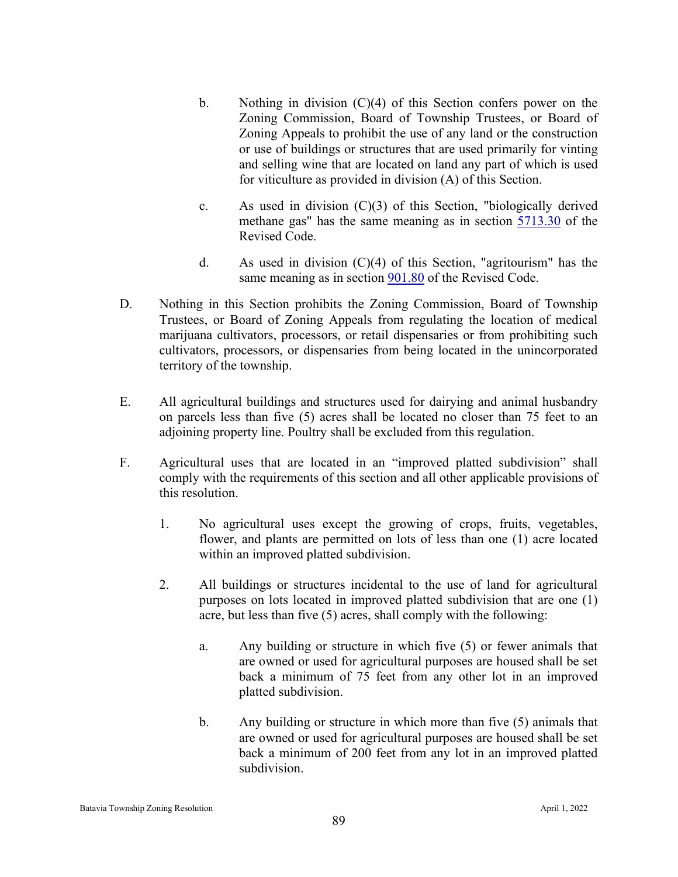b. Nothing in division (C)(4) of this Section confers power on the Zoning Commission, Board of Township Trustees, or Board of Zoning Appeals to prohibit the use of any land or the construction or use of buildings or structures that are used primarily for vinting and selling wine that are located on land any part of which is used for viticulture as provided in division (A) of this Section.

c. As used in division (C)(3) of this Section, "biologically derived methane gas" has the same meaning as in section 5713.30 of the Revised Code.

d. As used in division (C)(4) of this Section, "agritourism" has the same meaning as in section 901.80 of the Revised Code.

D. Nothing in this Section prohibits the Zoning Commission, Board of Township Trustees, or Board of Zoning Appeals from regulating the location of medical marijuana cultivators, processors, or retail dispensaries or from prohibiting such cultivators, processors, or dispensaries from being located in the unincorporated territory of the township.

E. All agricultural buildings and structures used for dairying and animal husbandry on parcels less than five (5) acres shall be located no closer than 75 feet to an adjoining property line. Poultry shall be excluded from this regulation.

F. Agricultural uses that are located in an "improved platted subdivision" shall comply with the requirements of this section and all other applicable provisions of this resolution.

1. No agricultural uses except the growing of crops, fruits, vegetables, flower, and plants are permitted on lots of less than one (1) acre located within an improved platted subdivision.

2. All buildings or structures incidental to the use of land for agricultural purposes on lots located in improved platted subdivision that are one (1) acre, but less than five (5) acres, shall comply with the following:

   a. Any building or structure in which five (5) or fewer animals that are owned or used for agricultural purposes are housed shall be set back a minimum of 75 feet from any other lot in an improved platted subdivision.

   b. Any building or structure in which more than five (5) animals that are owned or used for agricultural purposes are housed shall be set back a minimum of 200 feet from any lot in an improved platted subdivision.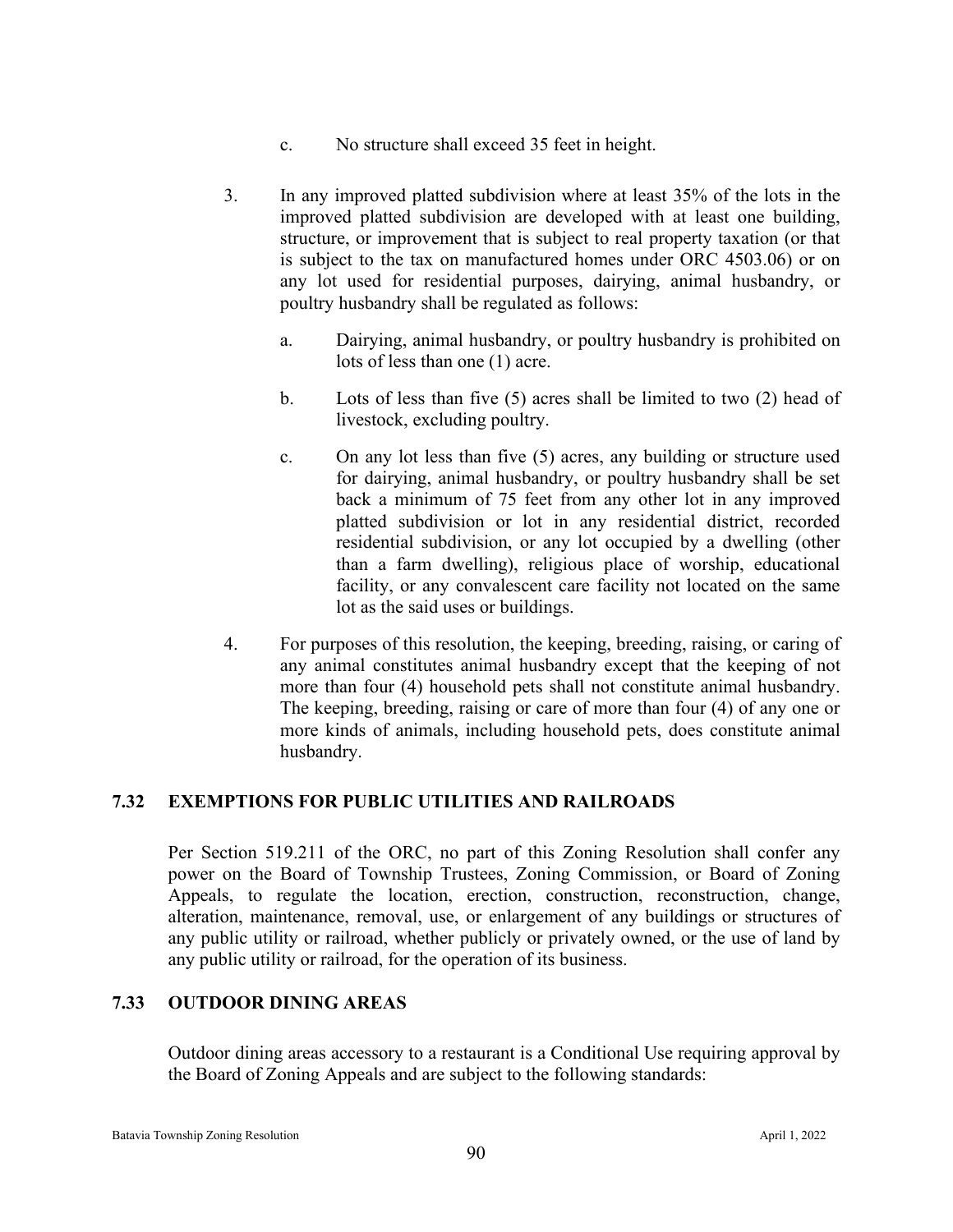c. No structure shall exceed 35 feet in height.

3. In any improved platted subdivision where at least 35% of the lots in the improved platted subdivision are developed with at least one building, structure, or improvement that is subject to real property taxation (or that is subject to the tax on manufactured homes under ORC 4503.06) or on any lot used for residential purposes, dairying, animal husbandry, or poultry husbandry shall be regulated as follows:

    a. Dairying, animal husbandry, or poultry husbandry is prohibited on lots of less than one (1) acre.

    b. Lots of less than five (5) acres shall be limited to two (2) head of livestock, excluding poultry.

    c. On any lot less than five (5) acres, any building or structure used for dairying, animal husbandry, or poultry husbandry shall be set back a minimum of 75 feet from any other lot in any improved platted subdivision or lot in any residential district, recorded residential subdivision, or any lot occupied by a dwelling (other than a farm dwelling), religious place of worship, educational facility, or any convalescent care facility not located on the same lot as the said uses or buildings.

4. For purposes of this resolution, the keeping, breeding, raising, or caring of any animal constitutes animal husbandry except that the keeping of not more than four (4) household pets shall not constitute animal husbandry. The keeping, breeding, raising or care of more than four (4) of any one or more kinds of animals, including household pets, does constitute animal husbandry.

## 7.32 EXEMPTIONS FOR PUBLIC UTILITIES AND RAILROADS

Per Section 519.211 of the ORC, no part of this Zoning Resolution shall confer any power on the Board of Township Trustees, Zoning Commission, or Board of Zoning Appeals, to regulate the location, erection, construction, reconstruction, change, alteration, maintenance, removal, use, or enlargement of any buildings or structures of any public utility or railroad, whether publicly or privately owned, or the use of land by any public utility or railroad, for the operation of its business.

## 7.33 OUTDOOR DINING AREAS

Outdoor dining areas accessory to a restaurant is a Conditional Use requiring approval by the Board of Zoning Appeals and are subject to the following standards: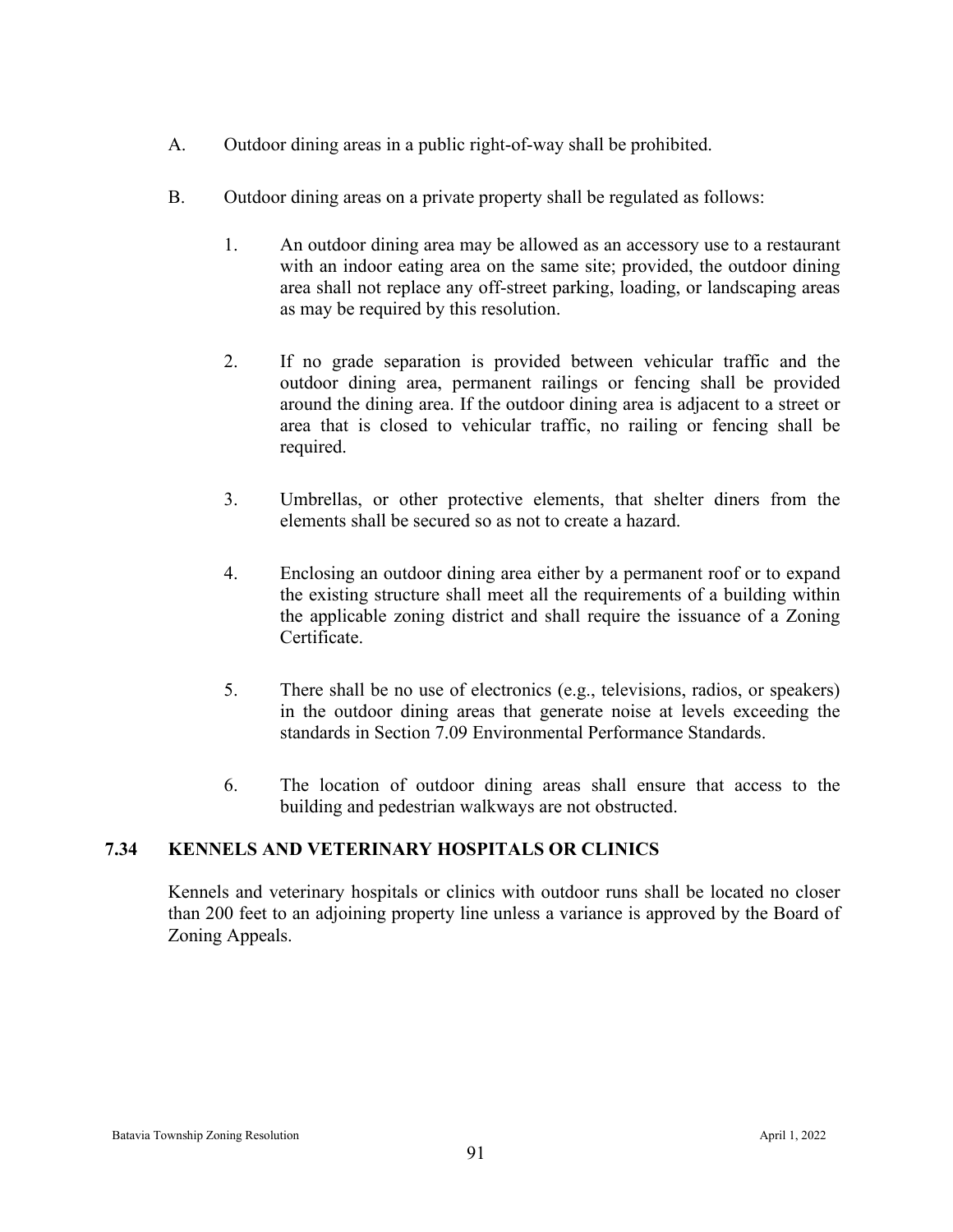A. Outdoor dining areas in a public right-of-way shall be prohibited.

B. Outdoor dining areas on a private property shall be regulated as follows:

   1. An outdoor dining area may be allowed as an accessory use to a restaurant with an indoor eating area on the same site; provided, the outdoor dining area shall not replace any off-street parking, loading, or landscaping areas as may be required by this resolution.

   2. If no grade separation is provided between vehicular traffic and the outdoor dining area, permanent railings or fencing shall be provided around the dining area. If the outdoor dining area is adjacent to a street or area that is closed to vehicular traffic, no railing or fencing shall be required.

   3. Umbrellas, or other protective elements, that shelter diners from the elements shall be secured so as not to create a hazard.

   4. Enclosing an outdoor dining area either by a permanent roof or to expand the existing structure shall meet all the requirements of a building within the applicable zoning district and shall require the issuance of a Zoning Certificate.

   5. There shall be no use of electronics (e.g., televisions, radios, or speakers) in the outdoor dining areas that generate noise at levels exceeding the standards in Section 7.09 Environmental Performance Standards.

   6. The location of outdoor dining areas shall ensure that access to the building and pedestrian walkways are not obstructed.

## 7.34 KENNELS AND VETERINARY HOSPITALS OR CLINICS

Kennels and veterinary hospitals or clinics with outdoor runs shall be located no closer than 200 feet to an adjoining property line unless a variance is approved by the Board of Zoning Appeals.